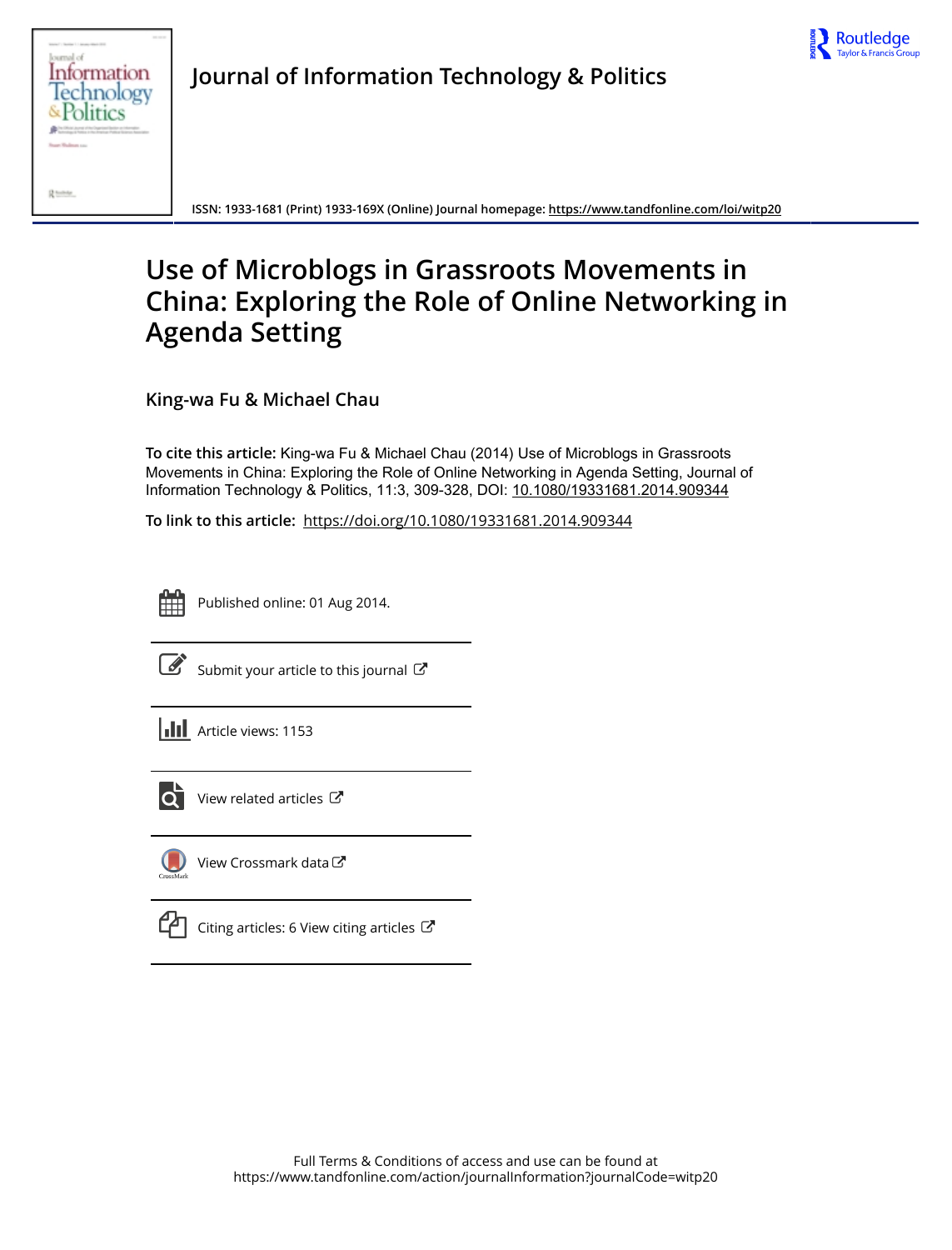Journal of Information Technology & Politics

ISSN: 1933-1681 (Print) 1933-169X (Online) Journal homepage: https://www.tandfonline.com/loi/witp20

# Use of Microblogs in Grassroots Movements in China: Exploring the Role of Online Networking in Agenda Setting

King-wa Fu & Michael Chau

**To cite this article:** King-wa Fu & Michael Chau (2014) Use of Microblogs in Grassroots Movements in China: Exploring the Role of Online Networking in Agenda Setting, Journal of Information Technology & Politics, 11:3, 309-328, DOI: 10.1080/19331681.2014.909344

**To link to this article:** https://doi.org/10.1080/19331681.2014.909344

Published online: 01 Aug 2014.

Submit your article to this journal

Article views: 1153

View related articles

View Crossmark data

Citing articles: 6 View citing articles

Full Terms & Conditions of access and use can be found at https://www.tandfonline.com/action/journalInformation?journalCode=witp20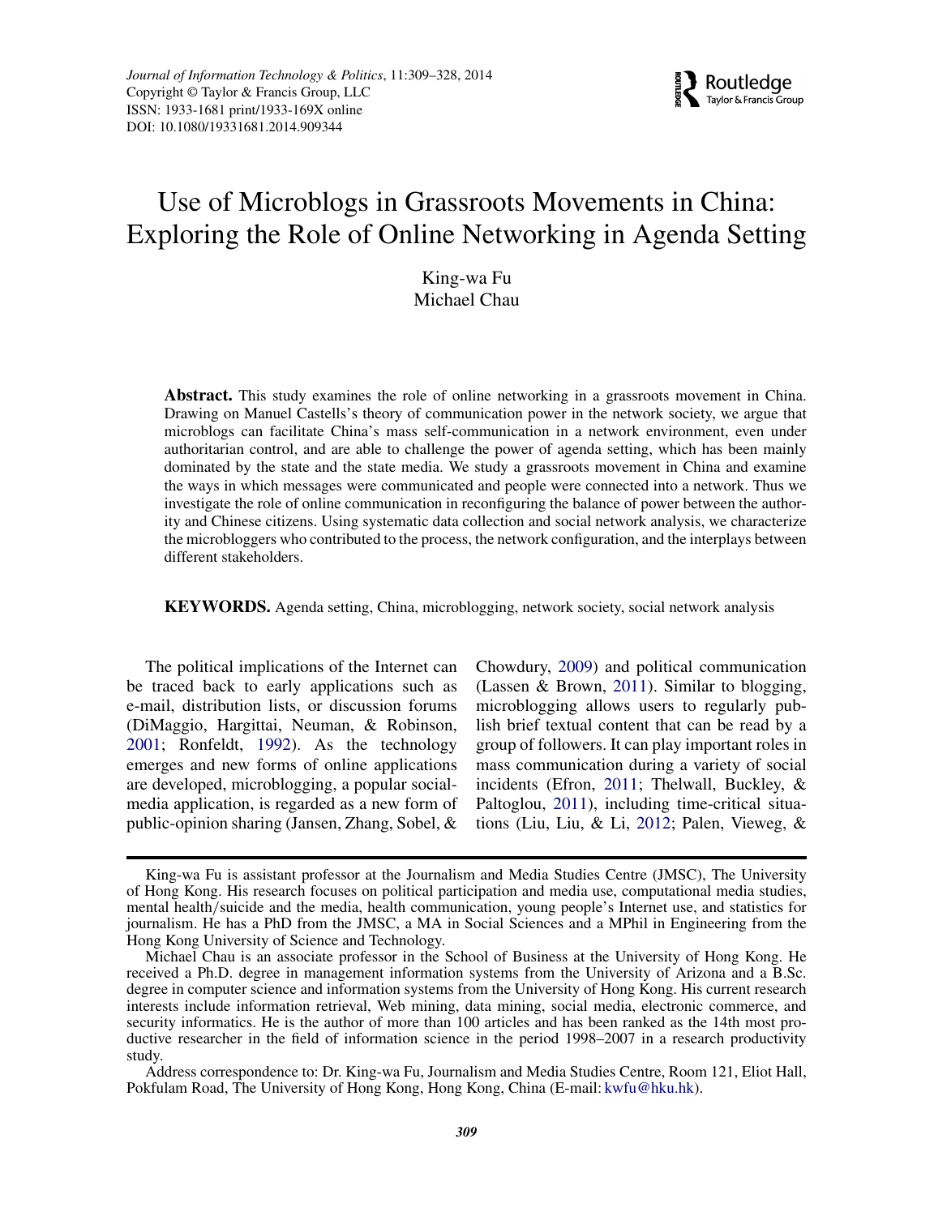# Use of Microblogs in Grassroots Movements in China: Exploring the Role of Online Networking in Agenda Setting

King-wa Fu
Michael Chau

**Abstract.** This study examines the role of online networking in a grassroots movement in China. Drawing on Manuel Castells's theory of communication power in the network society, we argue that microblogs can facilitate China's mass self-communication in a network environment, even under authoritarian control, and are able to challenge the power of agenda setting, which has been mainly dominated by the state and the state media. We study a grassroots movement in China and examine the ways in which messages were communicated and people were connected into a network. Thus we investigate the role of online communication in reconfiguring the balance of power between the authority and Chinese citizens. Using systematic data collection and social network analysis, we characterize the microbloggers who contributed to the process, the network configuration, and the interplays between different stakeholders.

**KEYWORDS.** Agenda setting, China, microblogging, network society, social network analysis

The political implications of the Internet can be traced back to early applications such as e-mail, distribution lists, or discussion forums (DiMaggio, Hargittai, Neuman, & Robinson, 2001; Ronfeldt, 1992). As the technology emerges and new forms of online applications are developed, microblogging, a popular social-media application, is regarded as a new form of public-opinion sharing (Jansen, Zhang, Sobel, & Chowdury, 2009) and political communication (Lassen & Brown, 2011). Similar to blogging, microblogging allows users to regularly publish brief textual content that can be read by a group of followers. It can play important roles in mass communication during a variety of social incidents (Efron, 2011; Thelwall, Buckley, & Paltoglou, 2011), including time-critical situations (Liu, Liu, & Li, 2012; Palen, Vieweg, &

---

King-wa Fu is assistant professor at the Journalism and Media Studies Centre (JMSC), The University of Hong Kong. His research focuses on political participation and media use, computational media studies, mental health/suicide and the media, health communication, young people's Internet use, and statistics for journalism. He has a PhD from the JMSC, a MA in Social Sciences and a MPhil in Engineering from the Hong Kong University of Science and Technology.

Michael Chau is an associate professor in the School of Business at the University of Hong Kong. He received a Ph.D. degree in management information systems from the University of Arizona and a B.Sc. degree in computer science and information systems from the University of Hong Kong. His current research interests include information retrieval, Web mining, data mining, social media, electronic commerce, and security informatics. He is the author of more than 100 articles and has been ranked as the 14th most productive researcher in the field of information science in the period 1998–2007 in a research productivity study.

Address correspondence to: Dr. King-wa Fu, Journalism and Media Studies Centre, Room 121, Eliot Hall, Pokfulam Road, The University of Hong Kong, Hong Kong, China (E-mail: kwfu@hku.hk).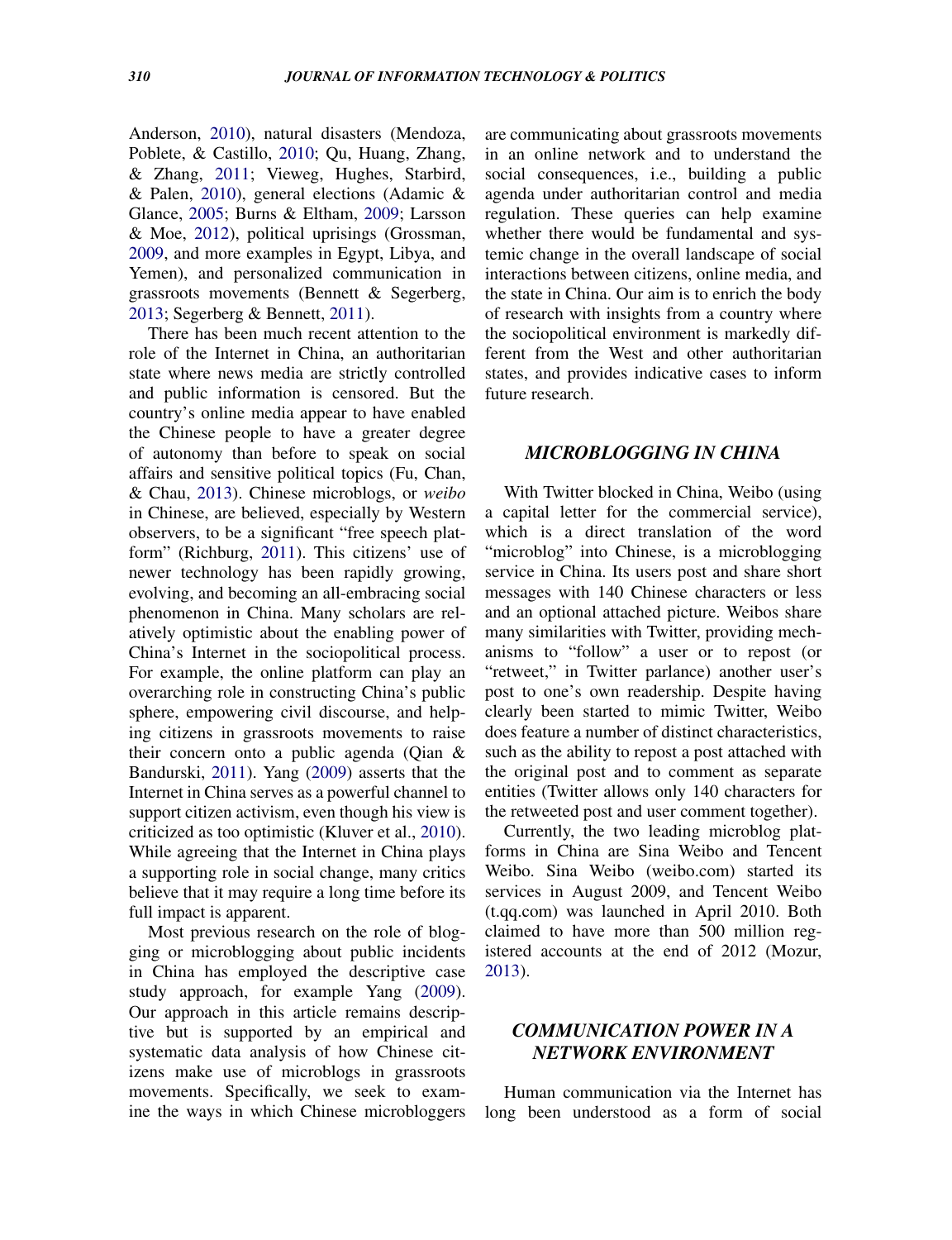Anderson, 2010), natural disasters (Mendoza, Poblete, & Castillo, 2010; Qu, Huang, Zhang, & Zhang, 2011; Vieweg, Hughes, Starbird, & Palen, 2010), general elections (Adamic & Glance, 2005; Burns & Eltham, 2009; Larsson & Moe, 2012), political uprisings (Grossman, 2009, and more examples in Egypt, Libya, and Yemen), and personalized communication in grassroots movements (Bennett & Segerberg, 2013; Segerberg & Bennett, 2011).

There has been much recent attention to the role of the Internet in China, an authoritarian state where news media are strictly controlled and public information is censored. But the country's online media appear to have enabled the Chinese people to have a greater degree of autonomy than before to speak on social affairs and sensitive political topics (Fu, Chan, & Chau, 2013). Chinese microblogs, or *weibo* in Chinese, are believed, especially by Western observers, to be a significant "free speech platform" (Richburg, 2011). This citizens' use of newer technology has been rapidly growing, evolving, and becoming an all-embracing social phenomenon in China. Many scholars are relatively optimistic about the enabling power of China's Internet in the sociopolitical process. For example, the online platform can play an overarching role in constructing China's public sphere, empowering civil discourse, and helping citizens in grassroots movements to raise their concern onto a public agenda (Qian & Bandurski, 2011). Yang (2009) asserts that the Internet in China serves as a powerful channel to support citizen activism, even though his view is criticized as too optimistic (Kluver et al., 2010). While agreeing that the Internet in China plays a supporting role in social change, many critics believe that it may require a long time before its full impact is apparent.

Most previous research on the role of blogging or microblogging about public incidents in China has employed the descriptive case study approach, for example Yang (2009). Our approach in this article remains descriptive but is supported by an empirical and systematic data analysis of how Chinese citizens make use of microblogs in grassroots movements. Specifically, we seek to examine the ways in which Chinese microbloggers are communicating about grassroots movements in an online network and to understand the social consequences, i.e., building a public agenda under authoritarian control and media regulation. These queries can help examine whether there would be fundamental and systemic change in the overall landscape of social interactions between citizens, online media, and the state in China. Our aim is to enrich the body of research with insights from a country where the sociopolitical environment is markedly different from the West and other authoritarian states, and provides indicative cases to inform future research.

## MICROBLOGGING IN CHINA

With Twitter blocked in China, Weibo (using a capital letter for the commercial service), which is a direct translation of the word "microblog" into Chinese, is a microblogging service in China. Its users post and share short messages with 140 Chinese characters or less and an optional attached picture. Weibos share many similarities with Twitter, providing mechanisms to "follow" a user or to repost (or "retweet," in Twitter parlance) another user's post to one's own readership. Despite having clearly been started to mimic Twitter, Weibo does feature a number of distinct characteristics, such as the ability to repost a post attached with the original post and to comment as separate entities (Twitter allows only 140 characters for the retweeted post and user comment together).

Currently, the two leading microblog platforms in China are Sina Weibo and Tencent Weibo. Sina Weibo (weibo.com) started its services in August 2009, and Tencent Weibo (t.qq.com) was launched in April 2010. Both claimed to have more than 500 million registered accounts at the end of 2012 (Mozur, 2013).

## COMMUNICATION POWER IN A NETWORK ENVIRONMENT

Human communication via the Internet has long been understood as a form of social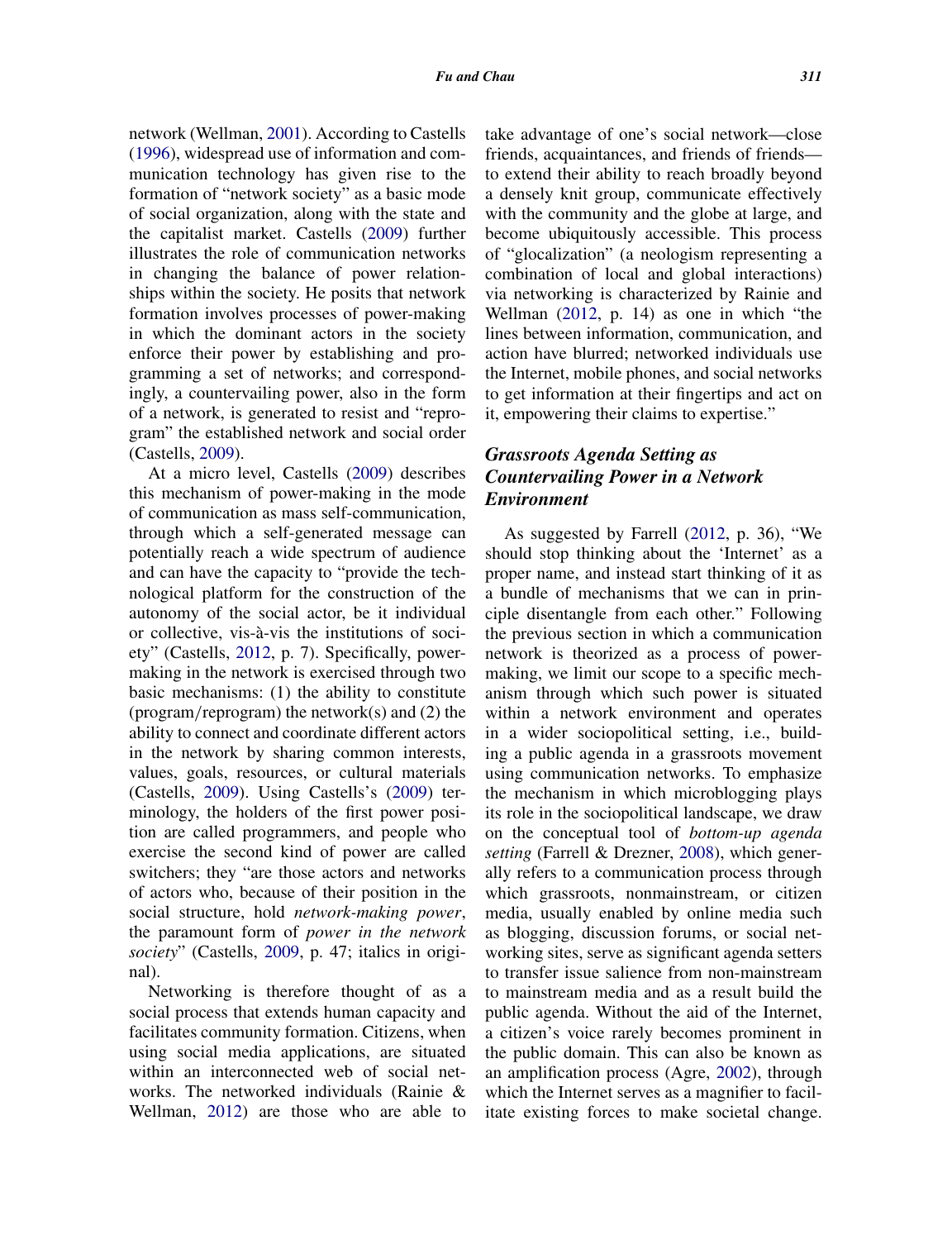network (Wellman, 2001). According to Castells (1996), widespread use of information and communication technology has given rise to the formation of "network society" as a basic mode of social organization, along with the state and the capitalist market. Castells (2009) further illustrates the role of communication networks in changing the balance of power relationships within the society. He posits that network formation involves processes of power-making in which the dominant actors in the society enforce their power by establishing and programming a set of networks; and correspondingly, a countervailing power, also in the form of a network, is generated to resist and "reprogram" the established network and social order (Castells, 2009).

At a micro level, Castells (2009) describes this mechanism of power-making in the mode of communication as mass self-communication, through which a self-generated message can potentially reach a wide spectrum of audience and can have the capacity to "provide the technological platform for the construction of the autonomy of the social actor, be it individual or collective, vis-à-vis the institutions of society" (Castells, 2012, p. 7). Specifically, power-making in the network is exercised through two basic mechanisms: (1) the ability to constitute (program/reprogram) the network(s) and (2) the ability to connect and coordinate different actors in the network by sharing common interests, values, goals, resources, or cultural materials (Castells, 2009). Using Castells's (2009) terminology, the holders of the first power position are called programmers, and people who exercise the second kind of power are called switchers; they "are those actors and networks of actors who, because of their position in the social structure, hold *network-making power*, the paramount form of *power in the network society*" (Castells, 2009, p. 47; italics in original).

Networking is therefore thought of as a social process that extends human capacity and facilitates community formation. Citizens, when using social media applications, are situated within an interconnected web of social networks. The networked individuals (Rainie & Wellman, 2012) are those who are able to take advantage of one's social network—close friends, acquaintances, and friends of friends—to extend their ability to reach broadly beyond a densely knit group, communicate effectively with the community and the globe at large, and become ubiquitously accessible. This process of "glocalization" (a neologism representing a combination of local and global interactions) via networking is characterized by Rainie and Wellman (2012, p. 14) as one in which "the lines between information, communication, and action have blurred; networked individuals use the Internet, mobile phones, and social networks to get information at their fingertips and act on it, empowering their claims to expertise."

## Grassroots Agenda Setting as Countervailing Power in a Network Environment

As suggested by Farrell (2012, p. 36), "We should stop thinking about the 'Internet' as a proper name, and instead start thinking of it as a bundle of mechanisms that we can in principle disentangle from each other." Following the previous section in which a communication network is theorized as a process of power-making, we limit our scope to a specific mechanism through which such power is situated within a network environment and operates in a wider sociopolitical setting, i.e., building a public agenda in a grassroots movement using communication networks. To emphasize the mechanism in which microblogging plays its role in the sociopolitical landscape, we draw on the conceptual tool of *bottom-up agenda setting* (Farrell & Drezner, 2008), which generally refers to a communication process through which grassroots, nonmainstream, or citizen media, usually enabled by online media such as blogging, discussion forums, or social networking sites, serve as significant agenda setters to transfer issue salience from non-mainstream to mainstream media and as a result build the public agenda. Without the aid of the Internet, a citizen's voice rarely becomes prominent in the public domain. This can also be known as an amplification process (Agre, 2002), through which the Internet serves as a magnifier to facilitate existing forces to make societal change.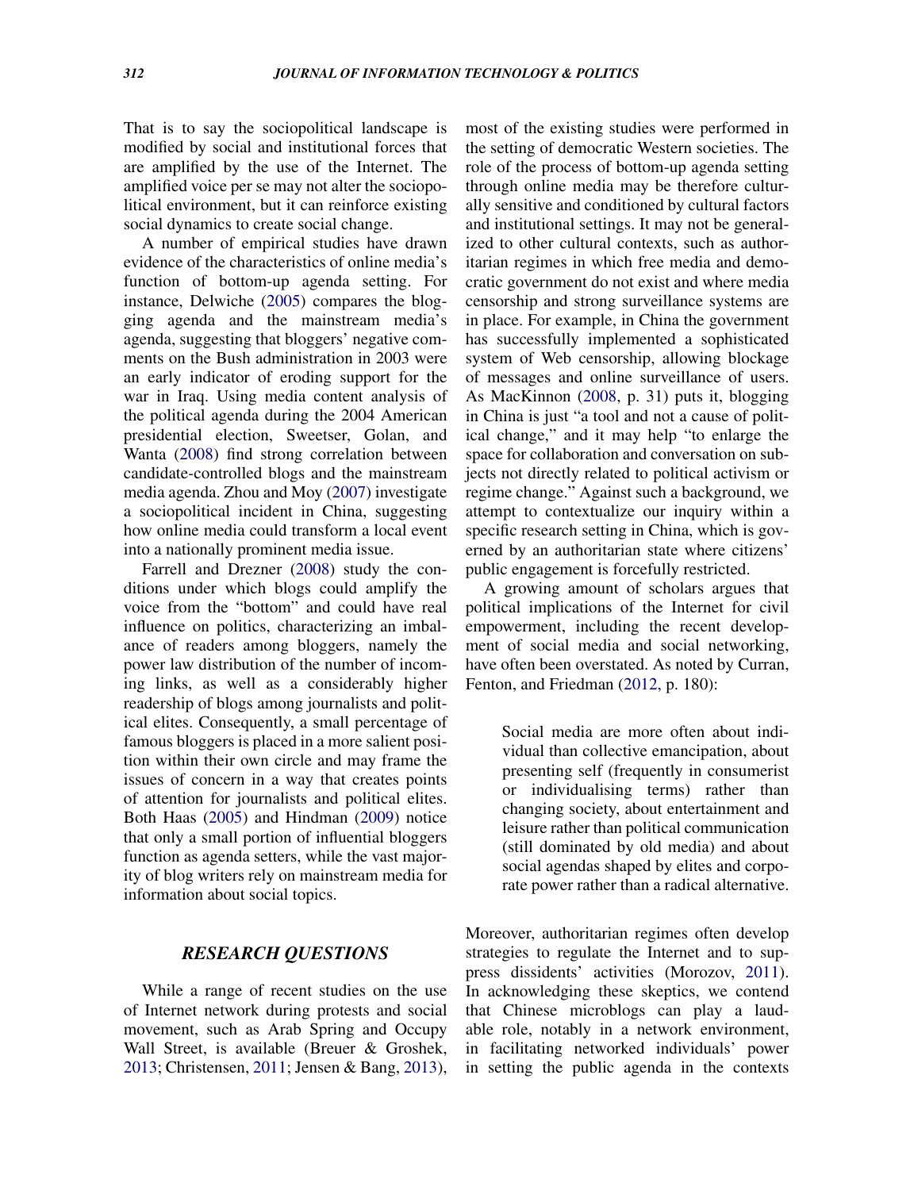That is to say the sociopolitical landscape is modified by social and institutional forces that are amplified by the use of the Internet. The amplified voice per se may not alter the sociopolitical environment, but it can reinforce existing social dynamics to create social change.

A number of empirical studies have drawn evidence of the characteristics of online media's function of bottom-up agenda setting. For instance, Delwiche (2005) compares the blogging agenda and the mainstream media's agenda, suggesting that bloggers' negative comments on the Bush administration in 2003 were an early indicator of eroding support for the war in Iraq. Using media content analysis of the political agenda during the 2004 American presidential election, Sweetser, Golan, and Wanta (2008) find strong correlation between candidate-controlled blogs and the mainstream media agenda. Zhou and Moy (2007) investigate a sociopolitical incident in China, suggesting how online media could transform a local event into a nationally prominent media issue.

Farrell and Drezner (2008) study the conditions under which blogs could amplify the voice from the "bottom" and could have real influence on politics, characterizing an imbalance of readers among bloggers, namely the power law distribution of the number of incoming links, as well as a considerably higher readership of blogs among journalists and political elites. Consequently, a small percentage of famous bloggers is placed in a more salient position within their own circle and may frame the issues of concern in a way that creates points of attention for journalists and political elites. Both Haas (2005) and Hindman (2009) notice that only a small portion of influential bloggers function as agenda setters, while the vast majority of blog writers rely on mainstream media for information about social topics.

## RESEARCH QUESTIONS

While a range of recent studies on the use of Internet network during protests and social movement, such as Arab Spring and Occupy Wall Street, is available (Breuer & Groshek, 2013; Christensen, 2011; Jensen & Bang, 2013), most of the existing studies were performed in the setting of democratic Western societies. The role of the process of bottom-up agenda setting through online media may be therefore culturally sensitive and conditioned by cultural factors and institutional settings. It may not be generalized to other cultural contexts, such as authoritarian regimes in which free media and democratic government do not exist and where media censorship and strong surveillance systems are in place. For example, in China the government has successfully implemented a sophisticated system of Web censorship, allowing blockage of messages and online surveillance of users. As MacKinnon (2008, p. 31) puts it, blogging in China is just "a tool and not a cause of political change," and it may help "to enlarge the space for collaboration and conversation on subjects not directly related to political activism or regime change." Against such a background, we attempt to contextualize our inquiry within a specific research setting in China, which is governed by an authoritarian state where citizens' public engagement is forcefully restricted.

A growing amount of scholars argues that political implications of the Internet for civil empowerment, including the recent development of social media and social networking, have often been overstated. As noted by Curran, Fenton, and Friedman (2012, p. 180):

> Social media are more often about individual than collective emancipation, about presenting self (frequently in consumerist or individualising terms) rather than changing society, about entertainment and leisure rather than political communication (still dominated by old media) and about social agendas shaped by elites and corporate power rather than a radical alternative.

Moreover, authoritarian regimes often develop strategies to regulate the Internet and to suppress dissidents' activities (Morozov, 2011). In acknowledging these skeptics, we contend that Chinese microblogs can play a laudable role, notably in a network environment, in facilitating networked individuals' power in setting the public agenda in the contexts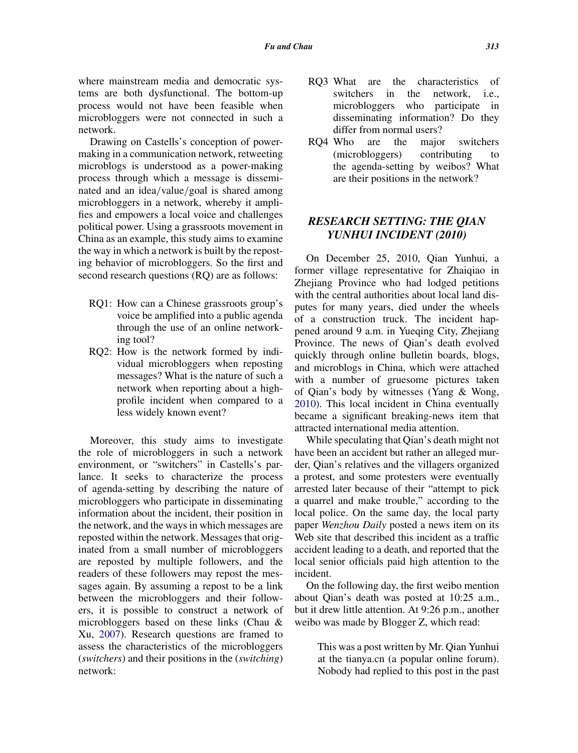where mainstream media and democratic systems are both dysfunctional. The bottom-up process would not have been feasible when microbloggers were not connected in such a network.

Drawing on Castells's conception of power-making in a communication network, retweeting microblogs is understood as a power-making process through which a message is disseminated and an idea/value/goal is shared among microbloggers in a network, whereby it amplifies and empowers a local voice and challenges political power. Using a grassroots movement in China as an example, this study aims to examine the way in which a network is built by the reposting behavior of microbloggers. So the first and second research questions (RQ) are as follows:

- RQ1: How can a Chinese grassroots group's voice be amplified into a public agenda through the use of an online networking tool?
- RQ2: How is the network formed by individual microbloggers when reposting messages? What is the nature of such a network when reporting about a high-profile incident when compared to a less widely known event?

Moreover, this study aims to investigate the role of microbloggers in such a network environment, or "switchers" in Castells's parlance. It seeks to characterize the process of agenda-setting by describing the nature of microbloggers who participate in disseminating information about the incident, their position in the network, and the ways in which messages are reposted within the network. Messages that originated from a small number of microbloggers are reposted by multiple followers, and the readers of these followers may repost the messages again. By assuming a repost to be a link between the microbloggers and their followers, it is possible to construct a network of microbloggers based on these links (Chau & Xu, 2007). Research questions are framed to assess the characteristics of the microbloggers (*switchers*) and their positions in the (*switching*) network:

- RQ3 What are the characteristics of switchers in the network, i.e., microbloggers who participate in disseminating information? Do they differ from normal users?
- RQ4 Who are the major switchers (microbloggers) contributing to the agenda-setting by weibos? What are their positions in the network?

## RESEARCH SETTING: THE QIAN YUNHUI INCIDENT (2010)

On December 25, 2010, Qian Yunhui, a former village representative for Zhaiqiao in Zhejiang Province who had lodged petitions with the central authorities about local land disputes for many years, died under the wheels of a construction truck. The incident happened around 9 a.m. in Yueqing City, Zhejiang Province. The news of Qian's death evolved quickly through online bulletin boards, blogs, and microblogs in China, which were attached with a number of gruesome pictures taken of Qian's body by witnesses (Yang & Wong, 2010). This local incident in China eventually became a significant breaking-news item that attracted international media attention.

While speculating that Qian's death might not have been an accident but rather an alleged murder, Qian's relatives and the villagers organized a protest, and some protesters were eventually arrested later because of their "attempt to pick a quarrel and make trouble," according to the local police. On the same day, the local party paper *Wenzhou Daily* posted a news item on its Web site that described this incident as a traffic accident leading to a death, and reported that the local senior officials paid high attention to the incident.

On the following day, the first weibo mention about Qian's death was posted at 10:25 a.m., but it drew little attention. At 9:26 p.m., another weibo was made by Blogger Z, which read:

> This was a post written by Mr. Qian Yunhui at the tianya.cn (a popular online forum). Nobody had replied to this post in the past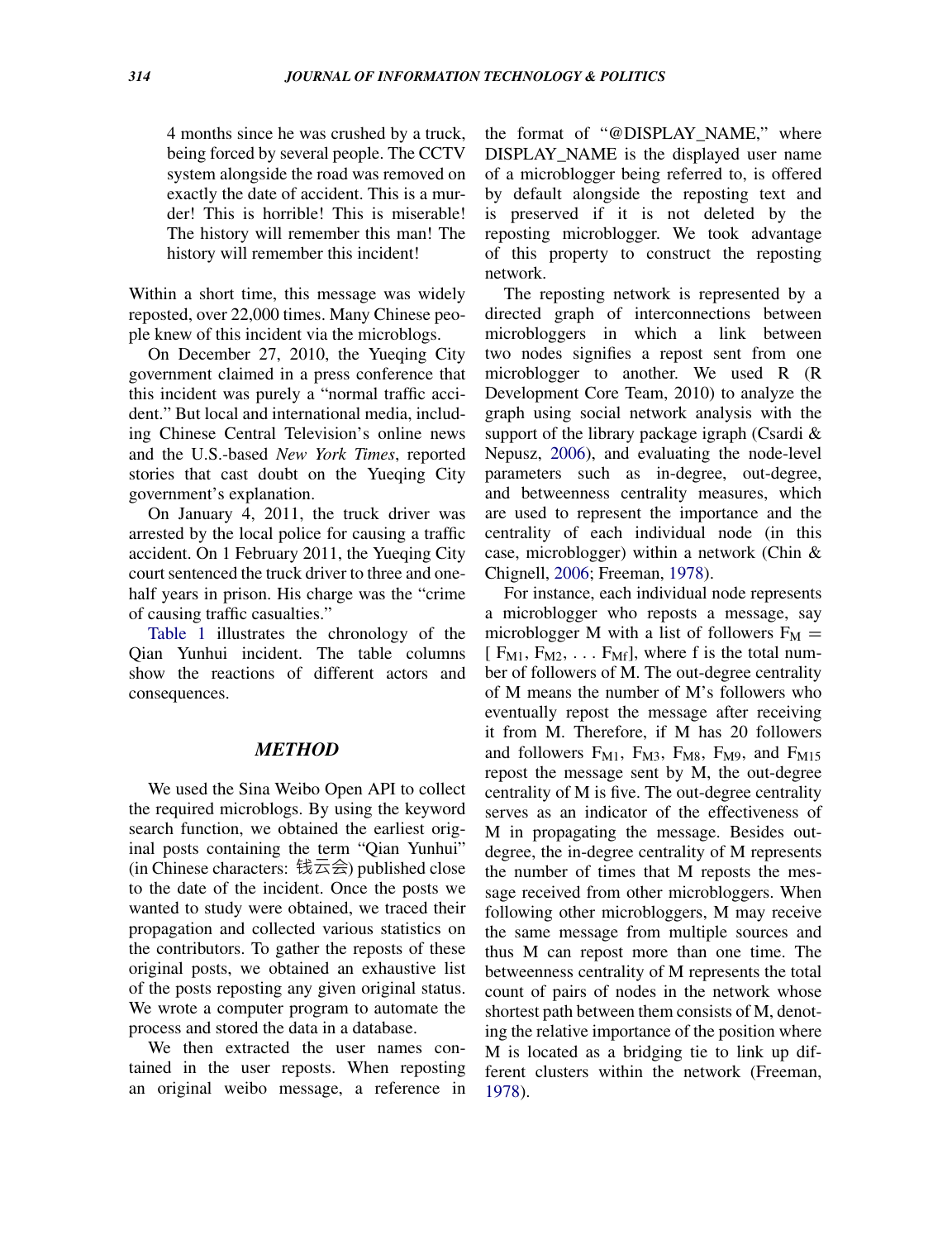> 4 months since he was crushed by a truck, being forced by several people. The CCTV system alongside the road was removed on exactly the date of accident. This is a murder! This is horrible! This is miserable! The history will remember this man! The history will remember this incident!

Within a short time, this message was widely reposted, over 22,000 times. Many Chinese people knew of this incident via the microblogs.

On December 27, 2010, the Yueqing City government claimed in a press conference that this incident was purely a "normal traffic accident." But local and international media, including Chinese Central Television's online news and the U.S.-based *New York Times*, reported stories that cast doubt on the Yueqing City government's explanation.

On January 4, 2011, the truck driver was arrested by the local police for causing a traffic accident. On 1 February 2011, the Yueqing City court sentenced the truck driver to three and one-half years in prison. His charge was the "crime of causing traffic casualties."

Table 1 illustrates the chronology of the Qian Yunhui incident. The table columns show the reactions of different actors and consequences.

## METHOD

We used the Sina Weibo Open API to collect the required microblogs. By using the keyword search function, we obtained the earliest original posts containing the term "Qian Yunhui" (in Chinese characters: 钱云会) published close to the date of the incident. Once the posts we wanted to study were obtained, we traced their propagation and collected various statistics on the contributors. To gather the reposts of these original posts, we obtained an exhaustive list of the posts reposting any given original status. We wrote a computer program to automate the process and stored the data in a database.

We then extracted the user names contained in the user reposts. When reposting an original weibo message, a reference in the format of "@DISPLAY_NAME," where DISPLAY_NAME is the displayed user name of a microblogger being referred to, is offered by default alongside the reposting text and is preserved if it is not deleted by the reposting microblogger. We took advantage of this property to construct the reposting network.

The reposting network is represented by a directed graph of interconnections between microbloggers in which a link between two nodes signifies a repost sent from one microblogger to another. We used R (R Development Core Team, 2010) to analyze the graph using social network analysis with the support of the library package igraph (Csardi & Nepusz, 2006), and evaluating the node-level parameters such as in-degree, out-degree, and betweenness centrality measures, which are used to represent the importance and the centrality of each individual node (in this case, microblogger) within a network (Chin & Chignell, 2006; Freeman, 1978).

For instance, each individual node represents a microblogger who reposts a message, say microblogger M with a list of followers $F_M = [F_{M1}, F_{M2}, \ldots F_{Mf}]$, where f is the total number of followers of M. The out-degree centrality of M means the number of M's followers who eventually repost the message after receiving it from M. Therefore, if M has 20 followers and followers $F_{M1}$, $F_{M3}$, $F_{M8}$, $F_{M9}$, and $F_{M15}$ repost the message sent by M, the out-degree centrality of M is five. The out-degree centrality serves as an indicator of the effectiveness of M in propagating the message. Besides out-degree, the in-degree centrality of M represents the number of times that M reposts the message received from other microbloggers. When following other microbloggers, M may receive the same message from multiple sources and thus M can repost more than one time. The betweenness centrality of M represents the total count of pairs of nodes in the network whose shortest path between them consists of M, denoting the relative importance of the position where M is located as a bridging tie to link up different clusters within the network (Freeman, 1978).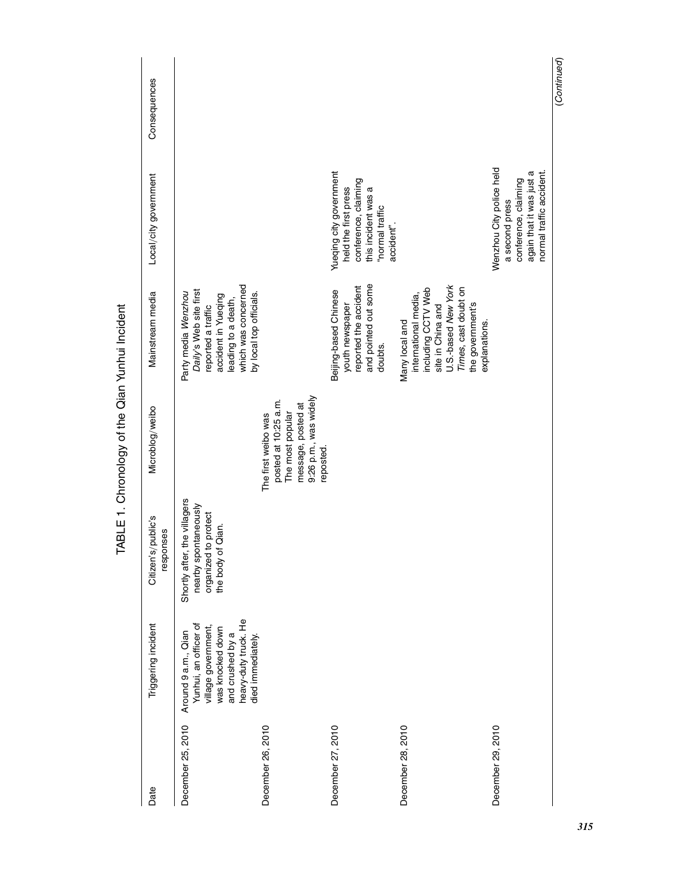TABLE 1. Chronology of the Qian Yunhui Incident

| Date | Triggering incident | Citizen's/public's responses | Microblog/weibo | Mainstream media | Local/city government | Consequences |
|---|---|---|---|---|---|---|
| December 25, 2010 | Around 9 a.m., Qian Yunhui, an officer of village government, was knocked down and crushed by a heavy-duty truck. He died immediately. | Shortly after, the villagers nearby spontaneously organized to protect the body of Qian. | | Party media *Wenzhou Daily*'s Web site first reported a traffic accident in Yueqing leading to a death, which was concerned by local top officials. | | |
| December 26, 2010 | | | The first weibo was posted at 10:25 a.m. The most popular message, posted at 9:26 p.m., was widely reposted. | | | |
| December 27, 2010 | | | | Beijing-based Chinese youth newspaper reported the accident and pointed out some doubts. | Yueqing city government held the first press conference, claiming this incident was a "normal traffic accident". | |
| December 28, 2010 | | | | Many local and international media, including CCTV Web site in China and U.S.-based *New York Times*, cast doubt on the government's explanations. | | |
| December 29, 2010 | | | | | Wenzhou City police held a second press conference, claiming again that it was just a normal traffic accident. | |

(*Continued*)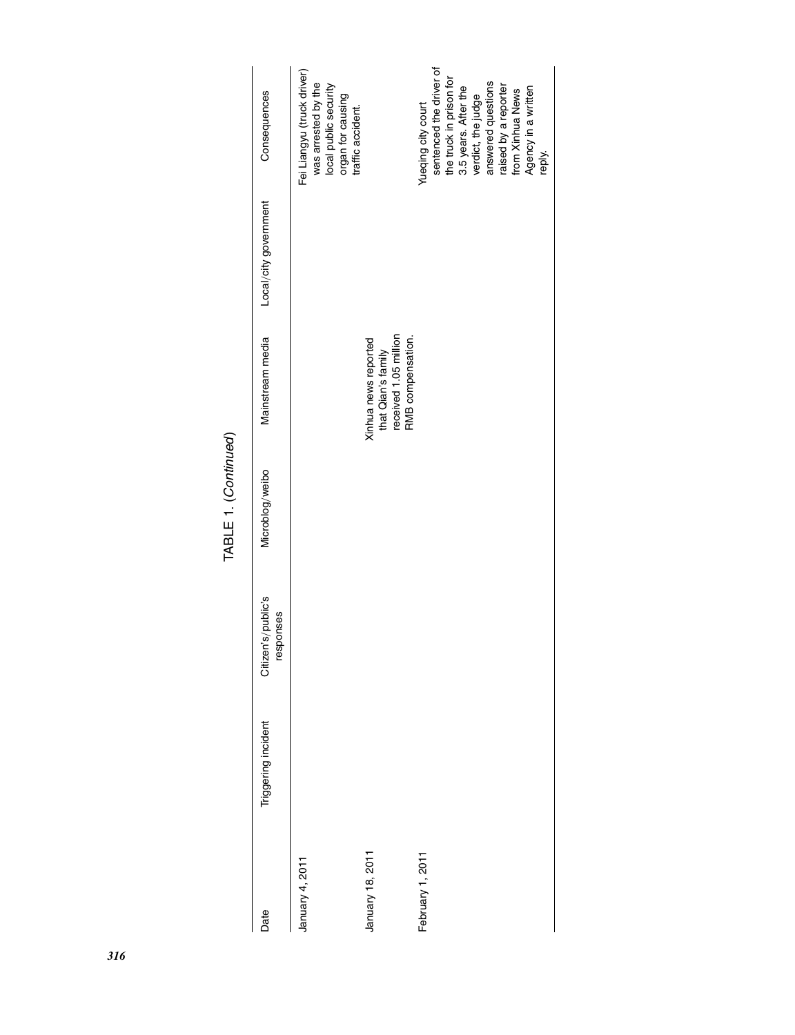TABLE 1. (*Continued*)

| Date | Triggering incident | Citizen's/public's responses | Microblog/weibo | Mainstream media | Local/city government | Consequences |
|---|---|---|---|---|---|---|
| January 4, 2011 | | | | | | Fei Liangyu (truck driver) was arrested by the local public security organ for causing traffic accident. |
| January 18, 2011 | | | | Xinhua news reported that Qian's family received 1.05 million RMB compensation. | | |
| February 1, 2011 | | | | | | Yueqing city court sentenced the driver of the truck in prison for 3.5 years. After the verdict, the judge answered questions raised by a reporter from Xinhua News Agency in a written reply. |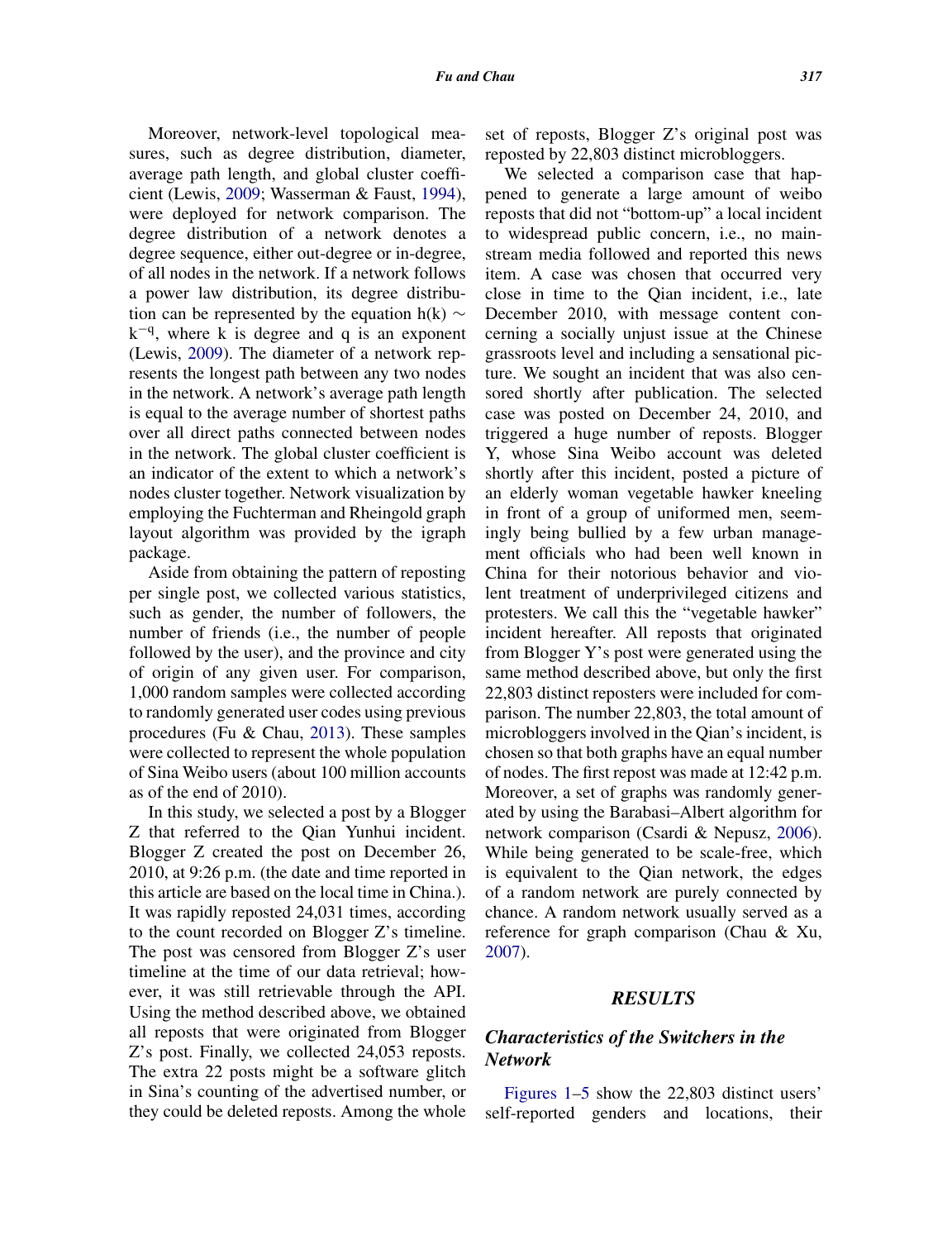Moreover, network-level topological measures, such as degree distribution, diameter, average path length, and global cluster coefficient (Lewis, 2009; Wasserman & Faust, 1994), were deployed for network comparison. The degree distribution of a network denotes a degree sequence, either out-degree or in-degree, of all nodes in the network. If a network follows a power law distribution, its degree distribution can be represented by the equation $h(k) \sim k^{-q}$, where k is degree and q is an exponent (Lewis, 2009). The diameter of a network represents the longest path between any two nodes in the network. A network's average path length is equal to the average number of shortest paths over all direct paths connected between nodes in the network. The global cluster coefficient is an indicator of the extent to which a network's nodes cluster together. Network visualization by employing the Fuchterman and Rheingold graph layout algorithm was provided by the igraph package.

Aside from obtaining the pattern of reposting per single post, we collected various statistics, such as gender, the number of followers, the number of friends (i.e., the number of people followed by the user), and the province and city of origin of any given user. For comparison, 1,000 random samples were collected according to randomly generated user codes using previous procedures (Fu & Chau, 2013). These samples were collected to represent the whole population of Sina Weibo users (about 100 million accounts as of the end of 2010).

In this study, we selected a post by a Blogger Z that referred to the Qian Yunhui incident. Blogger Z created the post on December 26, 2010, at 9:26 p.m. (the date and time reported in this article are based on the local time in China.). It was rapidly reposted 24,031 times, according to the count recorded on Blogger Z's timeline. The post was censored from Blogger Z's user timeline at the time of our data retrieval; however, it was still retrievable through the API. Using the method described above, we obtained all reposts that were originated from Blogger Z's post. Finally, we collected 24,053 reposts. The extra 22 posts might be a software glitch in Sina's counting of the advertised number, or they could be deleted reposts. Among the whole set of reposts, Blogger Z's original post was reposted by 22,803 distinct microbloggers.

We selected a comparison case that happened to generate a large amount of weibo reposts that did not "bottom-up" a local incident to widespread public concern, i.e., no mainstream media followed and reported this news item. A case was chosen that occurred very close in time to the Qian incident, i.e., late December 2010, with message content concerning a socially unjust issue at the Chinese grassroots level and including a sensational picture. We sought an incident that was also censored shortly after publication. The selected case was posted on December 24, 2010, and triggered a huge number of reposts. Blogger Y, whose Sina Weibo account was deleted shortly after this incident, posted a picture of an elderly woman vegetable hawker kneeling in front of a group of uniformed men, seemingly being bullied by a few urban management officials who had been well known in China for their notorious behavior and violent treatment of underprivileged citizens and protesters. We call this the "vegetable hawker" incident hereafter. All reposts that originated from Blogger Y's post were generated using the same method described above, but only the first 22,803 distinct reposters were included for comparison. The number 22,803, the total amount of microbloggers involved in the Qian's incident, is chosen so that both graphs have an equal number of nodes. The first repost was made at 12:42 p.m. Moreover, a set of graphs was randomly generated by using the Barabasi–Albert algorithm for network comparison (Csardi & Nepusz, 2006). While being generated to be scale-free, which is equivalent to the Qian network, the edges of a random network are purely connected by chance. A random network usually served as a reference for graph comparison (Chau & Xu, 2007).

## RESULTS

### Characteristics of the Switchers in the Network

Figures 1–5 show the 22,803 distinct users' self-reported genders and locations, their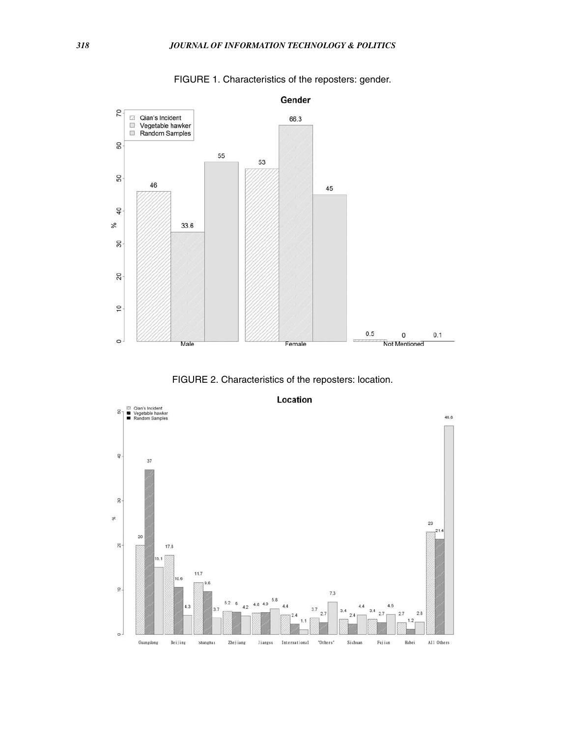FIGURE 1. Characteristics of the reposters: gender.

FIGURE 2. Characteristics of the reposters: location.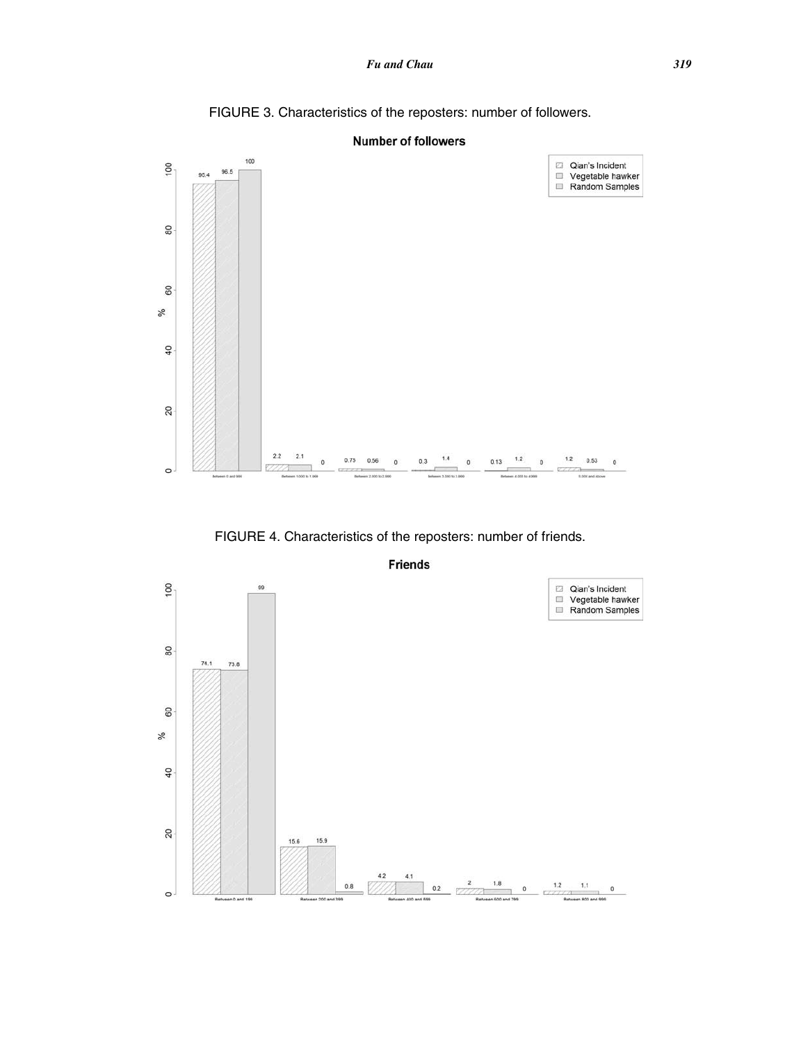FIGURE 3. Characteristics of the reposters: number of followers.

FIGURE 4. Characteristics of the reposters: number of friends.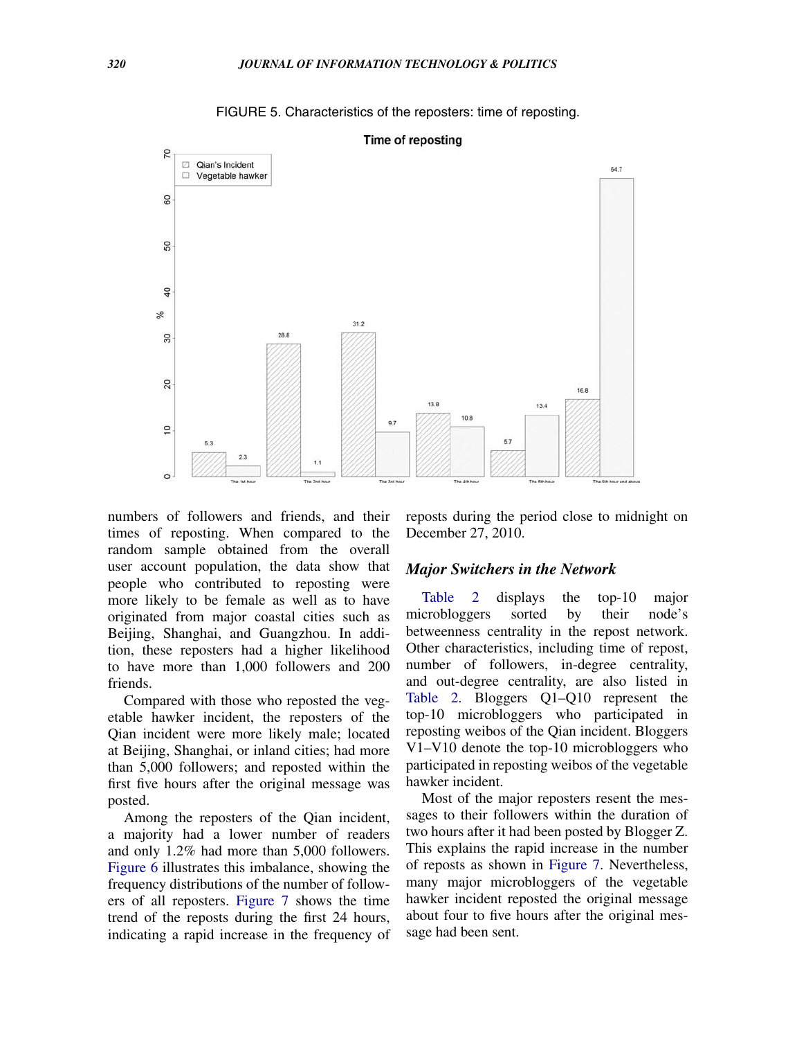FIGURE 5. Characteristics of the reposters: time of reposting.

numbers of followers and friends, and their times of reposting. When compared to the random sample obtained from the overall user account population, the data show that people who contributed to reposting were more likely to be female as well as to have originated from major coastal cities such as Beijing, Shanghai, and Guangzhou. In addition, these reposters had a higher likelihood to have more than 1,000 followers and 200 friends.

Compared with those who reposted the vegetable hawker incident, the reposters of the Qian incident were more likely male; located at Beijing, Shanghai, or inland cities; had more than 5,000 followers; and reposted within the first five hours after the original message was posted.

Among the reposters of the Qian incident, a majority had a lower number of readers and only 1.2% had more than 5,000 followers. Figure 6 illustrates this imbalance, showing the frequency distributions of the number of followers of all reposters. Figure 7 shows the time trend of the reposts during the first 24 hours, indicating a rapid increase in the frequency of reposts during the period close to midnight on December 27, 2010.

### *Major Switchers in the Network*

Table 2 displays the top-10 major microbloggers sorted by their node's betweenness centrality in the repost network. Other characteristics, including time of repost, number of followers, in-degree centrality, and out-degree centrality, are also listed in Table 2. Bloggers Q1–Q10 represent the top-10 microbloggers who participated in reposting weibos of the Qian incident. Bloggers V1–V10 denote the top-10 microbloggers who participated in reposting weibos of the vegetable hawker incident.

Most of the major reposters resent the messages to their followers within the duration of two hours after it had been posted by Blogger Z. This explains the rapid increase in the number of reposts as shown in Figure 7. Nevertheless, many major microbloggers of the vegetable hawker incident reposted the original message about four to five hours after the original message had been sent.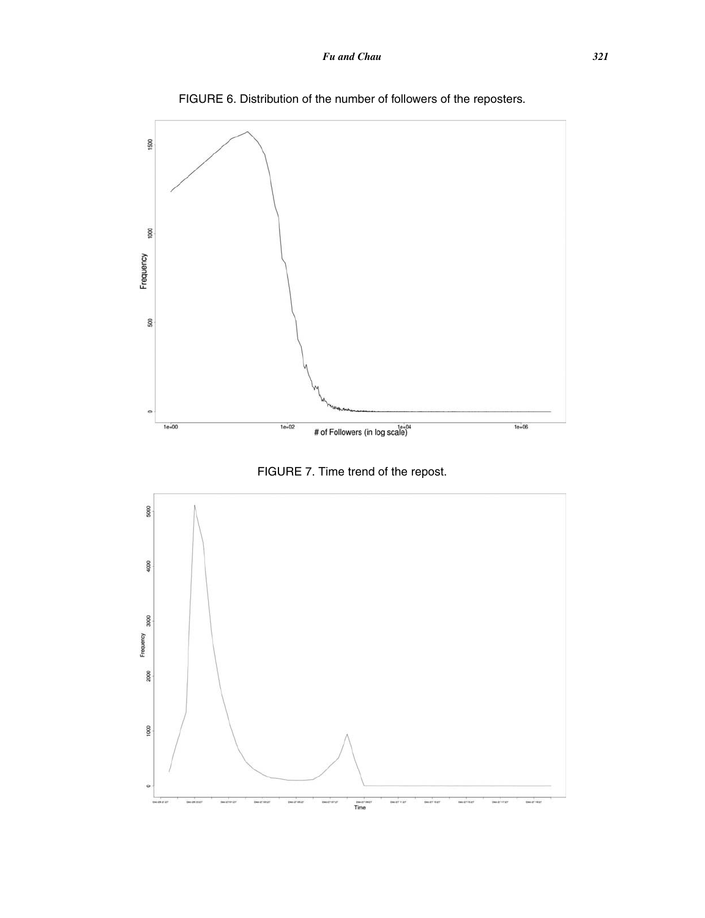FIGURE 6. Distribution of the number of followers of the reposters.

FIGURE 7. Time trend of the repost.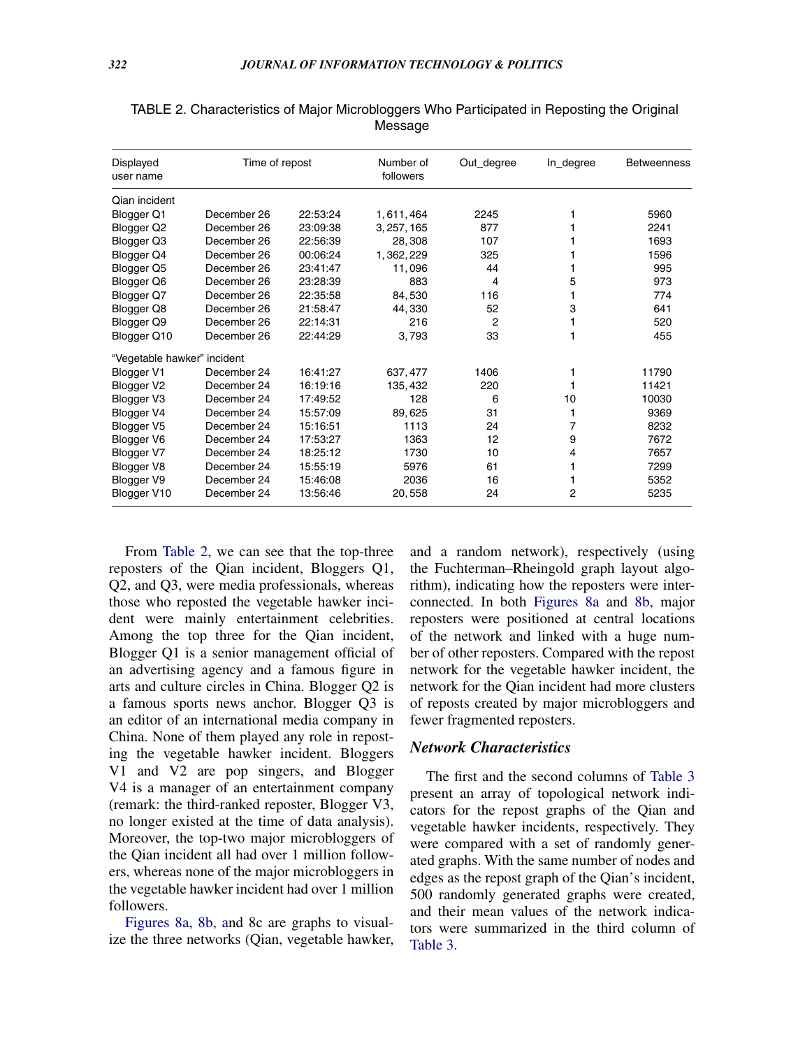TABLE 2. Characteristics of Major Microbloggers Who Participated in Reposting the Original Message

| Displayed user name | Time of repost | | Number of followers | Out_degree | In_degree | Betweenness |
|---|---|---|---|---|---|---|
| Qian incident | | | | | | |
| Blogger Q1 | December 26 | 22:53:24 | 1,611,464 | 2245 | 1 | 5960 |
| Blogger Q2 | December 26 | 23:09:38 | 3,257,165 | 877 | 1 | 2241 |
| Blogger Q3 | December 26 | 22:56:39 | 28,308 | 107 | 1 | 1693 |
| Blogger Q4 | December 26 | 00:06:24 | 1,362,229 | 325 | 1 | 1596 |
| Blogger Q5 | December 26 | 23:41:47 | 11,096 | 44 | 1 | 995 |
| Blogger Q6 | December 26 | 23:28:39 | 883 | 4 | 5 | 973 |
| Blogger Q7 | December 26 | 22:35:58 | 84,530 | 116 | 1 | 774 |
| Blogger Q8 | December 26 | 21:58:47 | 44,330 | 52 | 3 | 641 |
| Blogger Q9 | December 26 | 22:14:31 | 216 | 2 | 1 | 520 |
| Blogger Q10 | December 26 | 22:44:29 | 3,793 | 33 | 1 | 455 |
| "Vegetable hawker" incident | | | | | | |
| Blogger V1 | December 24 | 16:41:27 | 637,477 | 1406 | 1 | 11790 |
| Blogger V2 | December 24 | 16:19:16 | 135,432 | 220 | 1 | 11421 |
| Blogger V3 | December 24 | 17:49:52 | 128 | 6 | 10 | 10030 |
| Blogger V4 | December 24 | 15:57:09 | 89,625 | 31 | 1 | 9369 |
| Blogger V5 | December 24 | 15:16:51 | 1113 | 24 | 7 | 8232 |
| Blogger V6 | December 24 | 17:53:27 | 1363 | 12 | 9 | 7672 |
| Blogger V7 | December 24 | 18:25:12 | 1730 | 10 | 4 | 7657 |
| Blogger V8 | December 24 | 15:55:19 | 5976 | 61 | 1 | 7299 |
| Blogger V9 | December 24 | 15:46:08 | 2036 | 16 | 1 | 5352 |
| Blogger V10 | December 24 | 13:56:46 | 20,558 | 24 | 2 | 5235 |

From Table 2, we can see that the top-three reposters of the Qian incident, Bloggers Q1, Q2, and Q3, were media professionals, whereas those who reposted the vegetable hawker incident were mainly entertainment celebrities. Among the top three for the Qian incident, Blogger Q1 is a senior management official of an advertising agency and a famous figure in arts and culture circles in China. Blogger Q2 is a famous sports news anchor. Blogger Q3 is an editor of an international media company in China. None of them played any role in reposting the vegetable hawker incident. Bloggers V1 and V2 are pop singers, and Blogger V4 is a manager of an entertainment company (remark: the third-ranked reposter, Blogger V3, no longer existed at the time of data analysis). Moreover, the top-two major microbloggers of the Qian incident all had over 1 million followers, whereas none of the major microbloggers in the vegetable hawker incident had over 1 million followers.

Figures 8a, 8b, and 8c are graphs to visualize the three networks (Qian, vegetable hawker, and a random network), respectively (using the Fuchterman–Rheingold graph layout algorithm), indicating how the reposters were interconnected. In both Figures 8a and 8b, major reposters were positioned at central locations of the network and linked with a huge number of other reposters. Compared with the repost network for the vegetable hawker incident, the network for the Qian incident had more clusters of reposts created by major microbloggers and fewer fragmented reposters.

### *Network Characteristics*

The first and the second columns of Table 3 present an array of topological network indicators for the repost graphs of the Qian and vegetable hawker incidents, respectively. They were compared with a set of randomly generated graphs. With the same number of nodes and edges as the repost graph of the Qian's incident, 500 randomly generated graphs were created, and their mean values of the network indicators were summarized in the third column of Table 3.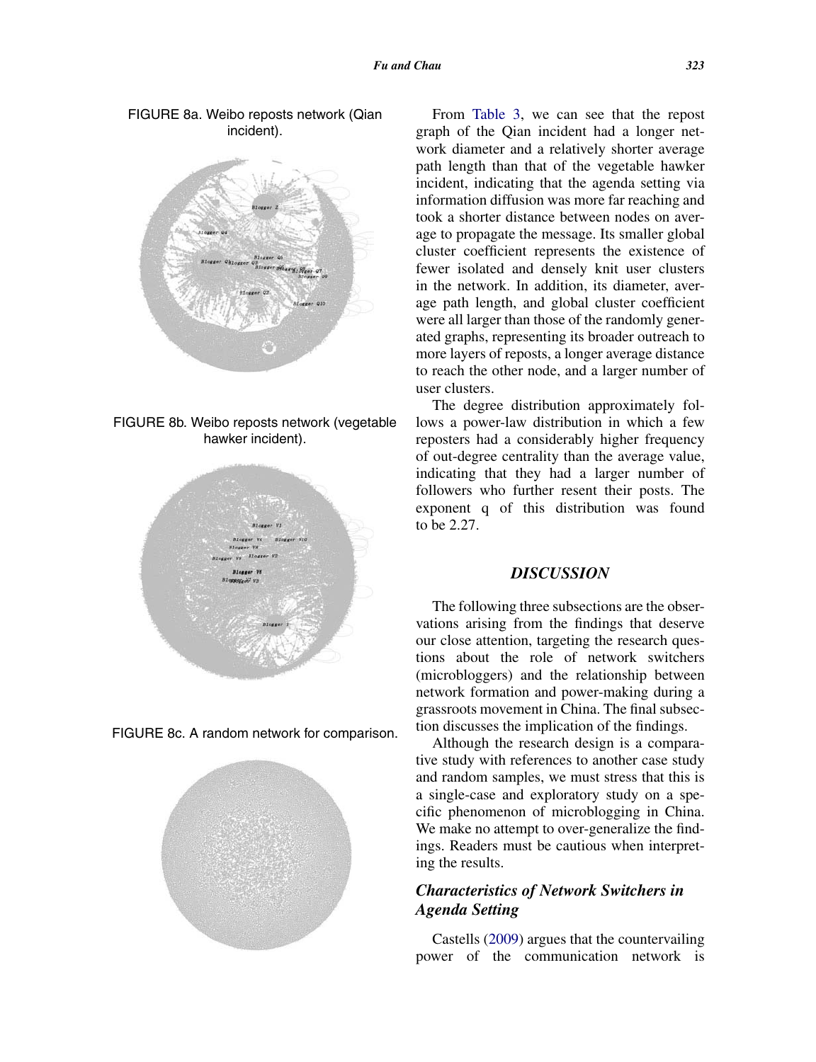FIGURE 8a. Weibo reposts network (Qian incident).

FIGURE 8b. Weibo reposts network (vegetable hawker incident).

FIGURE 8c. A random network for comparison.

From Table 3, we can see that the repost graph of the Qian incident had a longer network diameter and a relatively shorter average path length than that of the vegetable hawker incident, indicating that the agenda setting via information diffusion was more far reaching and took a shorter distance between nodes on average to propagate the message. Its smaller global cluster coefficient represents the existence of fewer isolated and densely knit user clusters in the network. In addition, its diameter, average path length, and global cluster coefficient were all larger than those of the randomly generated graphs, representing its broader outreach to more layers of reposts, a longer average distance to reach the other node, and a larger number of user clusters.

The degree distribution approximately follows a power-law distribution in which a few reposters had a considerably higher frequency of out-degree centrality than the average value, indicating that they had a larger number of followers who further resent their posts. The exponent q of this distribution was found to be 2.27.

## DISCUSSION

The following three subsections are the observations arising from the findings that deserve our close attention, targeting the research questions about the role of network switchers (microbloggers) and the relationship between network formation and power-making during a grassroots movement in China. The final subsection discusses the implication of the findings.

Although the research design is a comparative study with references to another case study and random samples, we must stress that this is a single-case and exploratory study on a specific phenomenon of microblogging in China. We make no attempt to over-generalize the findings. Readers must be cautious when interpreting the results.

### *Characteristics of Network Switchers in Agenda Setting*

Castells (2009) argues that the countervailing power of the communication network is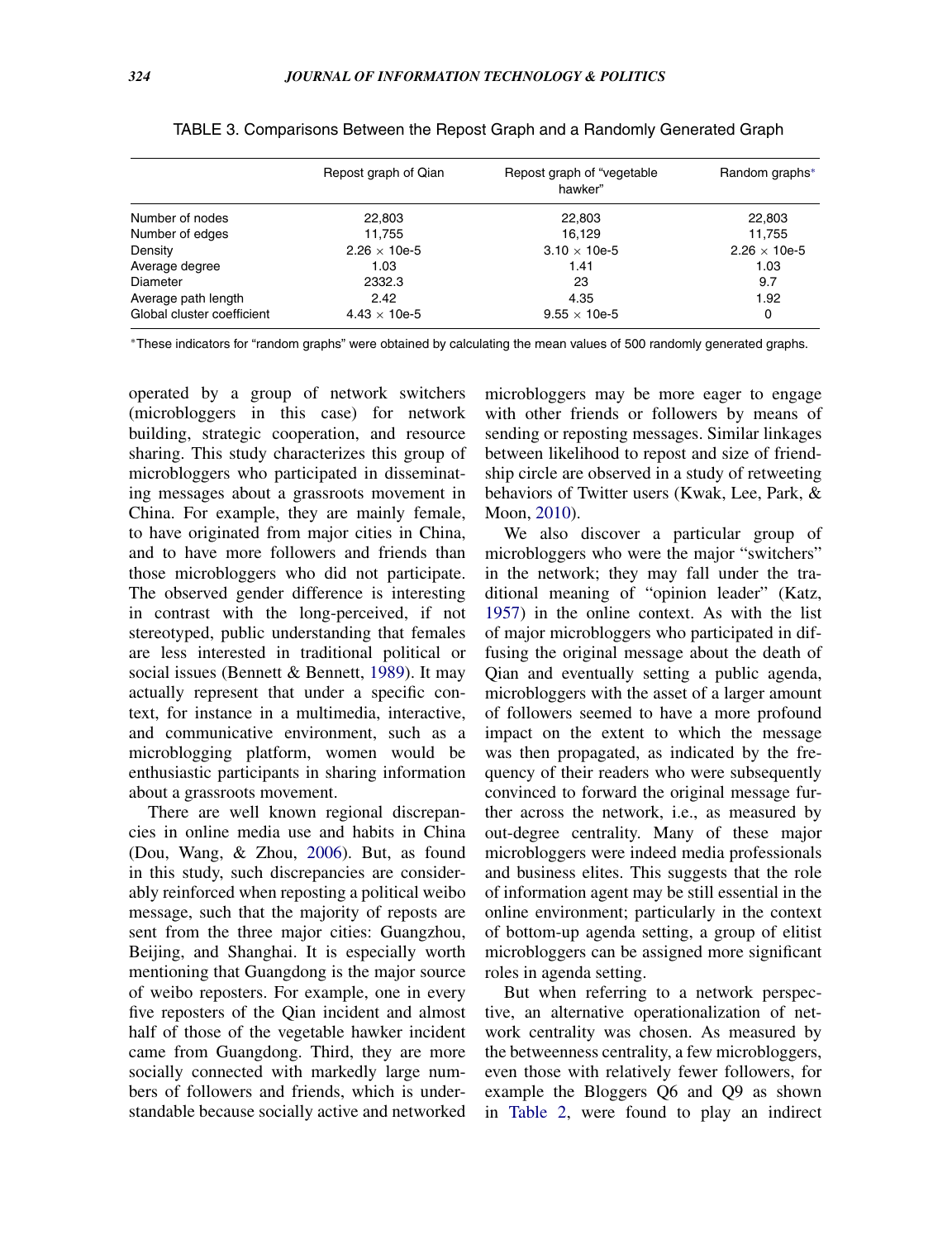TABLE 3. Comparisons Between the Repost Graph and a Randomly Generated Graph

| | Repost graph of Qian | Repost graph of "vegetable hawker" | Random graphs* |
|---|---|---|---|
| Number of nodes | 22,803 | 22,803 | 22,803 |
| Number of edges | 11,755 | 16,129 | 11,755 |
| Density | 2.26 × 10e-5 | 3.10 × 10e-5 | 2.26 × 10e-5 |
| Average degree | 1.03 | 1.41 | 1.03 |
| Diameter | 2332.3 | 23 | 9.7 |
| Average path length | 2.42 | 4.35 | 1.92 |
| Global cluster coefficient | 4.43 × 10e-5 | 9.55 × 10e-5 | 0 |

*These indicators for "random graphs" were obtained by calculating the mean values of 500 randomly generated graphs.

operated by a group of network switchers (microbloggers in this case) for network building, strategic cooperation, and resource sharing. This study characterizes this group of microbloggers who participated in disseminating messages about a grassroots movement in China. For example, they are mainly female, to have originated from major cities in China, and to have more followers and friends than those microbloggers who did not participate. The observed gender difference is interesting in contrast with the long-perceived, if not stereotyped, public understanding that females are less interested in traditional political or social issues (Bennett & Bennett, 1989). It may actually represent that under a specific context, for instance in a multimedia, interactive, and communicative environment, such as a microblogging platform, women would be enthusiastic participants in sharing information about a grassroots movement.

There are well known regional discrepancies in online media use and habits in China (Dou, Wang, & Zhou, 2006). But, as found in this study, such discrepancies are considerably reinforced when reposting a political weibo message, such that the majority of reposts are sent from the three major cities: Guangzhou, Beijing, and Shanghai. It is especially worth mentioning that Guangdong is the major source of weibo reposters. For example, one in every five reposters of the Qian incident and almost half of those of the vegetable hawker incident came from Guangdong. Third, they are more socially connected with markedly large numbers of followers and friends, which is understandable because socially active and networked microbloggers may be more eager to engage with other friends or followers by means of sending or reposting messages. Similar linkages between likelihood to repost and size of friendship circle are observed in a study of retweeting behaviors of Twitter users (Kwak, Lee, Park, & Moon, 2010).

We also discover a particular group of microbloggers who were the major "switchers" in the network; they may fall under the traditional meaning of "opinion leader" (Katz, 1957) in the online context. As with the list of major microbloggers who participated in diffusing the original message about the death of Qian and eventually setting a public agenda, microbloggers with the asset of a larger amount of followers seemed to have a more profound impact on the extent to which the message was then propagated, as indicated by the frequency of their readers who were subsequently convinced to forward the original message further across the network, i.e., as measured by out-degree centrality. Many of these major microbloggers were indeed media professionals and business elites. This suggests that the role of information agent may be still essential in the online environment; particularly in the context of bottom-up agenda setting, a group of elitist microbloggers can be assigned more significant roles in agenda setting.

But when referring to a network perspective, an alternative operationalization of network centrality was chosen. As measured by the betweenness centrality, a few microbloggers, even those with relatively fewer followers, for example the Bloggers Q6 and Q9 as shown in Table 2, were found to play an indirect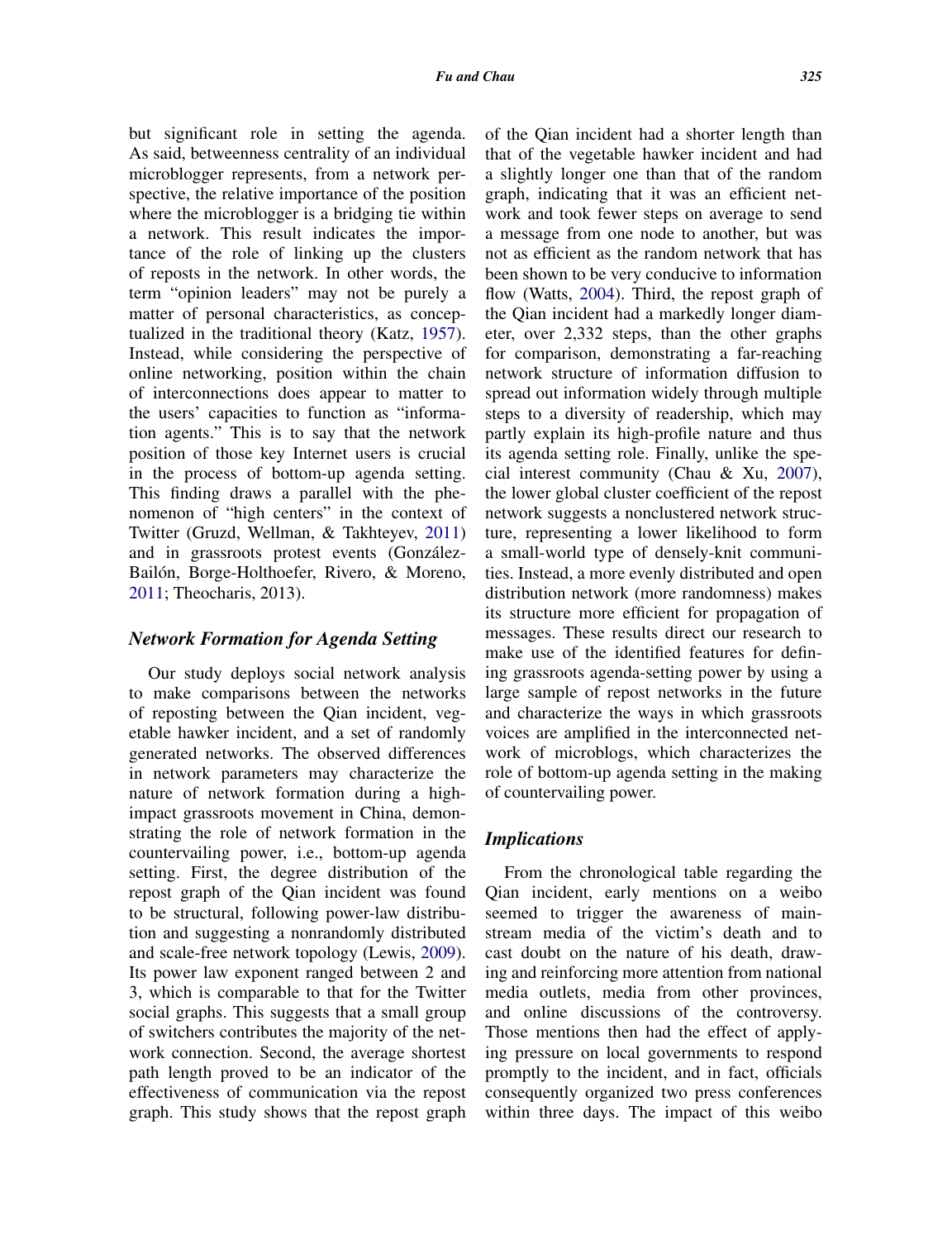but significant role in setting the agenda. As said, betweenness centrality of an individual microblogger represents, from a network perspective, the relative importance of the position where the microblogger is a bridging tie within a network. This result indicates the importance of the role of linking up the clusters of reposts in the network. In other words, the term "opinion leaders" may not be purely a matter of personal characteristics, as conceptualized in the traditional theory (Katz, 1957). Instead, while considering the perspective of online networking, position within the chain of interconnections does appear to matter to the users' capacities to function as "information agents." This is to say that the network position of those key Internet users is crucial in the process of bottom-up agenda setting. This finding draws a parallel with the phenomenon of "high centers" in the context of Twitter (Gruzd, Wellman, & Takhteyev, 2011) and in grassroots protest events (González-Bailón, Borge-Holthoefer, Rivero, & Moreno, 2011; Theocharis, 2013).

### *Network Formation for Agenda Setting*

Our study deploys social network analysis to make comparisons between the networks of reposting between the Qian incident, vegetable hawker incident, and a set of randomly generated networks. The observed differences in network parameters may characterize the nature of network formation during a high-impact grassroots movement in China, demonstrating the role of network formation in the countervailing power, i.e., bottom-up agenda setting. First, the degree distribution of the repost graph of the Qian incident was found to be structural, following power-law distribution and suggesting a nonrandomly distributed and scale-free network topology (Lewis, 2009). Its power law exponent ranged between 2 and 3, which is comparable to that for the Twitter social graphs. This suggests that a small group of switchers contributes the majority of the network connection. Second, the average shortest path length proved to be an indicator of the effectiveness of communication via the repost graph. This study shows that the repost graph of the Qian incident had a shorter length than that of the vegetable hawker incident and had a slightly longer one than that of the random graph, indicating that it was an efficient network and took fewer steps on average to send a message from one node to another, but was not as efficient as the random network that has been shown to be very conducive to information flow (Watts, 2004). Third, the repost graph of the Qian incident had a markedly longer diameter, over 2,332 steps, than the other graphs for comparison, demonstrating a far-reaching network structure of information diffusion to spread out information widely through multiple steps to a diversity of readership, which may partly explain its high-profile nature and thus its agenda setting role. Finally, unlike the special interest community (Chau & Xu, 2007), the lower global cluster coefficient of the repost network suggests a nonclustered network structure, representing a lower likelihood to form a small-world type of densely-knit communities. Instead, a more evenly distributed and open distribution network (more randomness) makes its structure more efficient for propagation of messages. These results direct our research to make use of the identified features for defining grassroots agenda-setting power by using a large sample of repost networks in the future and characterize the ways in which grassroots voices are amplified in the interconnected network of microblogs, which characterizes the role of bottom-up agenda setting in the making of countervailing power.

### *Implications*

From the chronological table regarding the Qian incident, early mentions on a weibo seemed to trigger the awareness of mainstream media of the victim's death and to cast doubt on the nature of his death, drawing and reinforcing more attention from national media outlets, media from other provinces, and online discussions of the controversy. Those mentions then had the effect of applying pressure on local governments to respond promptly to the incident, and in fact, officials consequently organized two press conferences within three days. The impact of this weibo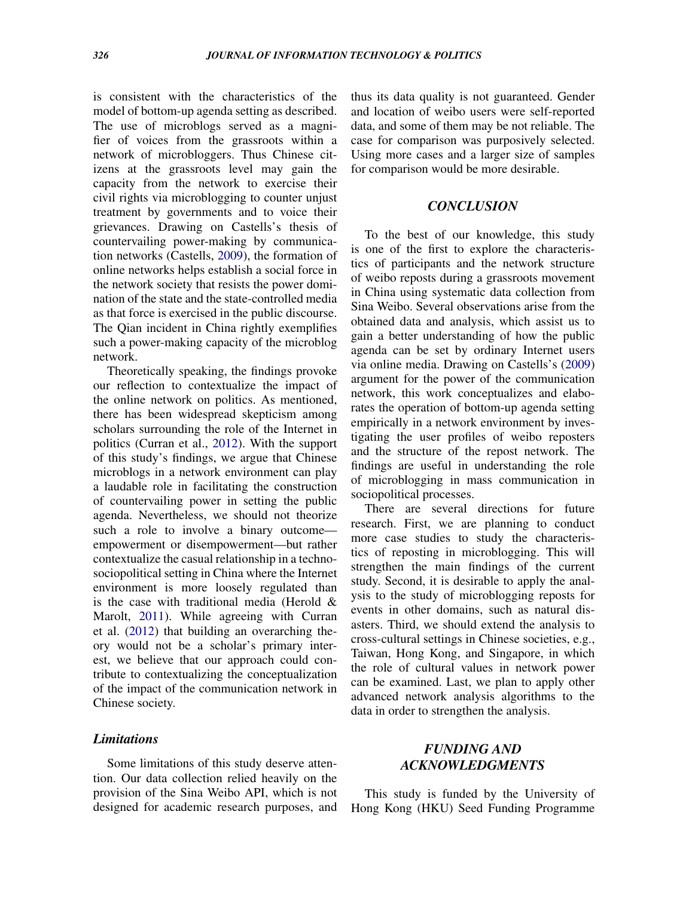is consistent with the characteristics of the model of bottom-up agenda setting as described. The use of microblogs served as a magnifier of voices from the grassroots within a network of microbloggers. Thus Chinese citizens at the grassroots level may gain the capacity from the network to exercise their civil rights via microblogging to counter unjust treatment by governments and to voice their grievances. Drawing on Castells's thesis of countervailing power-making by communication networks (Castells, 2009), the formation of online networks helps establish a social force in the network society that resists the power domination of the state and the state-controlled media as that force is exercised in the public discourse. The Qian incident in China rightly exemplifies such a power-making capacity of the microblog network.

Theoretically speaking, the findings provoke our reflection to contextualize the impact of the online network on politics. As mentioned, there has been widespread skepticism among scholars surrounding the role of the Internet in politics (Curran et al., 2012). With the support of this study's findings, we argue that Chinese microblogs in a network environment can play a laudable role in facilitating the construction of countervailing power in setting the public agenda. Nevertheless, we should not theorize such a role to involve a binary outcome—empowerment or disempowerment—but rather contextualize the casual relationship in a techno-sociopolitical setting in China where the Internet environment is more loosely regulated than is the case with traditional media (Herold & Marolt, 2011). While agreeing with Curran et al. (2012) that building an overarching theory would not be a scholar's primary interest, we believe that our approach could contribute to contextualizing the conceptualization of the impact of the communication network in Chinese society.

### *Limitations*

Some limitations of this study deserve attention. Our data collection relied heavily on the provision of the Sina Weibo API, which is not designed for academic research purposes, and thus its data quality is not guaranteed. Gender and location of weibo users were self-reported data, and some of them may be not reliable. The case for comparison was purposively selected. Using more cases and a larger size of samples for comparison would be more desirable.

## *CONCLUSION*

To the best of our knowledge, this study is one of the first to explore the characteristics of participants and the network structure of weibo reposts during a grassroots movement in China using systematic data collection from Sina Weibo. Several observations arise from the obtained data and analysis, which assist us to gain a better understanding of how the public agenda can be set by ordinary Internet users via online media. Drawing on Castells's (2009) argument for the power of the communication network, this work conceptualizes and elaborates the operation of bottom-up agenda setting empirically in a network environment by investigating the user profiles of weibo reposters and the structure of the repost network. The findings are useful in understanding the role of microblogging in mass communication in sociopolitical processes.

There are several directions for future research. First, we are planning to conduct more case studies to study the characteristics of reposting in microblogging. This will strengthen the main findings of the current study. Second, it is desirable to apply the analysis to the study of microblogging reposts for events in other domains, such as natural disasters. Third, we should extend the analysis to cross-cultural settings in Chinese societies, e.g., Taiwan, Hong Kong, and Singapore, in which the role of cultural values in network power can be examined. Last, we plan to apply other advanced network analysis algorithms to the data in order to strengthen the analysis.

## *FUNDING AND ACKNOWLEDGMENTS*

This study is funded by the University of Hong Kong (HKU) Seed Funding Programme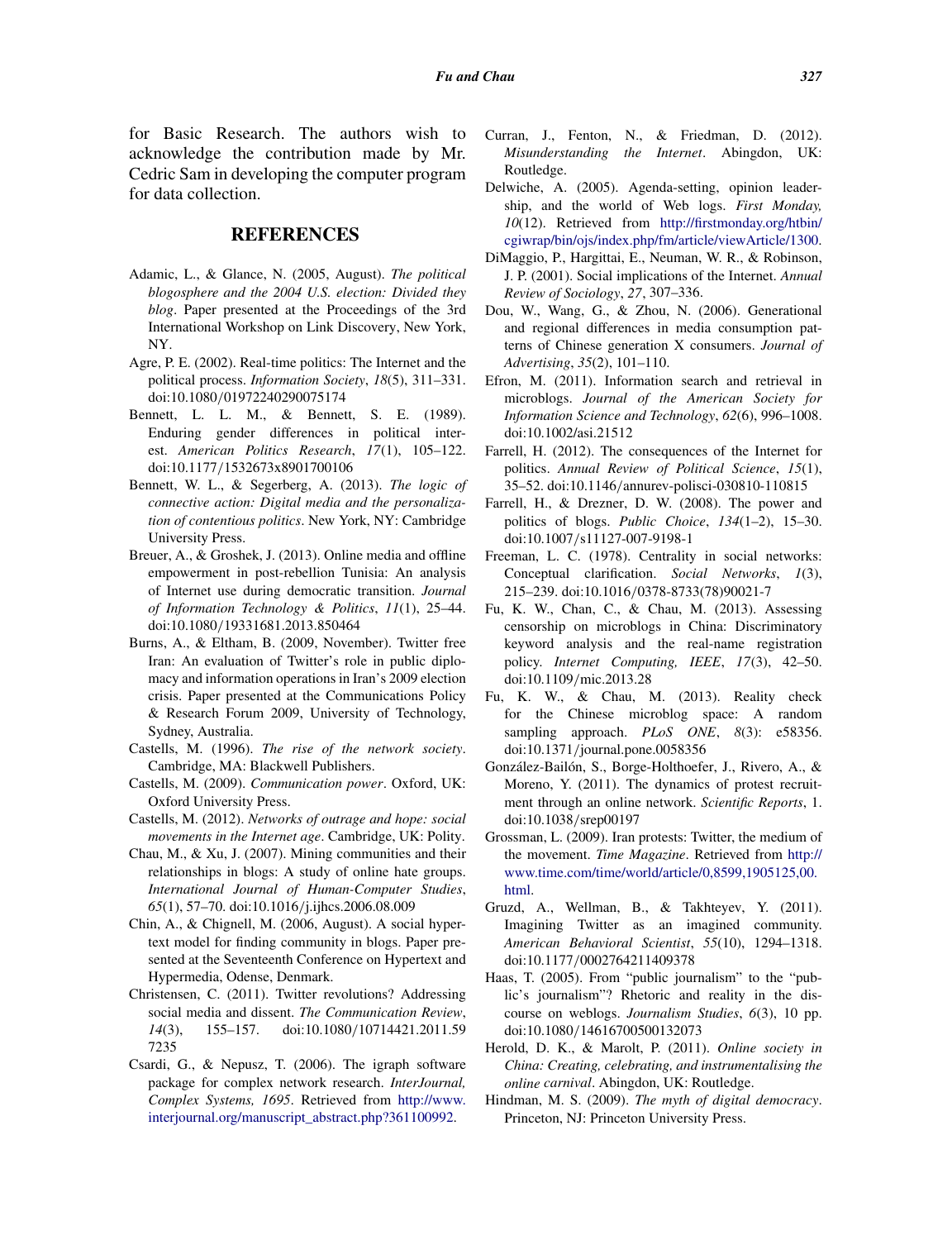for Basic Research. The authors wish to acknowledge the contribution made by Mr. Cedric Sam in developing the computer program for data collection.

## REFERENCES

Adamic, L., & Glance, N. (2005, August). *The political blogosphere and the 2004 U.S. election: Divided they blog*. Paper presented at the Proceedings of the 3rd International Workshop on Link Discovery, New York, NY.

Agre, P. E. (2002). Real-time politics: The Internet and the political process. *Information Society*, *18*(5), 311–331. doi:10.1080/01972240290075174

Bennett, L. L. M., & Bennett, S. E. (1989). Enduring gender differences in political interest. *American Politics Research*, *17*(1), 105–122. doi:10.1177/1532673x8901700106

Bennett, W. L., & Segerberg, A. (2013). *The logic of connective action: Digital media and the personalization of contentious politics*. New York, NY: Cambridge University Press.

Breuer, A., & Groshek, J. (2013). Online media and offline empowerment in post-rebellion Tunisia: An analysis of Internet use during democratic transition. *Journal of Information Technology & Politics*, *11*(1), 25–44. doi:10.1080/19331681.2013.850464

Burns, A., & Eltham, B. (2009, November). Twitter free Iran: An evaluation of Twitter's role in public diplomacy and information operations in Iran's 2009 election crisis. Paper presented at the Communications Policy & Research Forum 2009, University of Technology, Sydney, Australia.

Castells, M. (1996). *The rise of the network society*. Cambridge, MA: Blackwell Publishers.

Castells, M. (2009). *Communication power*. Oxford, UK: Oxford University Press.

Castells, M. (2012). *Networks of outrage and hope: social movements in the Internet age*. Cambridge, UK: Polity.

Chau, M., & Xu, J. (2007). Mining communities and their relationships in blogs: A study of online hate groups. *International Journal of Human-Computer Studies*, *65*(1), 57–70. doi:10.1016/j.ijhcs.2006.08.009

Chin, A., & Chignell, M. (2006, August). A social hypertext model for finding community in blogs. Paper presented at the Seventeenth Conference on Hypertext and Hypermedia, Odense, Denmark.

Christensen, C. (2011). Twitter revolutions? Addressing social media and dissent. *The Communication Review*, *14*(3), 155–157. doi:10.1080/10714421.2011.597235

Csardi, G., & Nepusz, T. (2006). The igraph software package for complex network research. *InterJournal, Complex Systems, 1695*. Retrieved from http://www.interjournal.org/manuscript_abstract.php?361100992.

Curran, J., Fenton, N., & Friedman, D. (2012). *Misunderstanding the Internet*. Abingdon, UK: Routledge.

Delwiche, A. (2005). Agenda-setting, opinion leadership, and the world of Web logs. *First Monday, 10*(12). Retrieved from http://firstmonday.org/htbin/cgiwrap/bin/ojs/index.php/fm/article/viewArticle/1300.

DiMaggio, P., Hargittai, E., Neuman, W. R., & Robinson, J. P. (2001). Social implications of the Internet. *Annual Review of Sociology*, *27*, 307–336.

Dou, W., Wang, G., & Zhou, N. (2006). Generational and regional differences in media consumption patterns of Chinese generation X consumers. *Journal of Advertising*, *35*(2), 101–110.

Efron, M. (2011). Information search and retrieval in microblogs. *Journal of the American Society for Information Science and Technology*, *62*(6), 996–1008. doi:10.1002/asi.21512

Farrell, H. (2012). The consequences of the Internet for politics. *Annual Review of Political Science*, *15*(1), 35–52. doi:10.1146/annurev-polisci-030810-110815

Farrell, H., & Drezner, D. W. (2008). The power and politics of blogs. *Public Choice*, *134*(1–2), 15–30. doi:10.1007/s11127-007-9198-1

Freeman, L. C. (1978). Centrality in social networks: Conceptual clarification. *Social Networks*, *1*(3), 215–239. doi:10.1016/0378-8733(78)90021-7

Fu, K. W., Chan, C., & Chau, M. (2013). Assessing censorship on microblogs in China: Discriminatory keyword analysis and the real-name registration policy. *Internet Computing, IEEE*, *17*(3), 42–50. doi:10.1109/mic.2013.28

Fu, K. W., & Chau, M. (2013). Reality check for the Chinese microblog space: A random sampling approach. *PLoS ONE*, *8*(3): e58356. doi:10.1371/journal.pone.0058356

González-Bailón, S., Borge-Holthoefer, J., Rivero, A., & Moreno, Y. (2011). The dynamics of protest recruitment through an online network. *Scientific Reports*, 1. doi:10.1038/srep00197

Grossman, L. (2009). Iran protests: Twitter, the medium of the movement. *Time Magazine*. Retrieved from http://www.time.com/time/world/article/0,8599,1905125,00.html.

Gruzd, A., Wellman, B., & Takhteyev, Y. (2011). Imagining Twitter as an imagined community. *American Behavioral Scientist*, *55*(10), 1294–1318. doi:10.1177/0002764211409378

Haas, T. (2005). From "public journalism" to the "public's journalism"? Rhetoric and reality in the discourse on weblogs. *Journalism Studies*, *6*(3), 10 pp. doi:10.1080/14616700500132073

Herold, D. K., & Marolt, P. (2011). *Online society in China: Creating, celebrating, and instrumentalising the online carnival*. Abingdon, UK: Routledge.

Hindman, M. S. (2009). *The myth of digital democracy*. Princeton, NJ: Princeton University Press.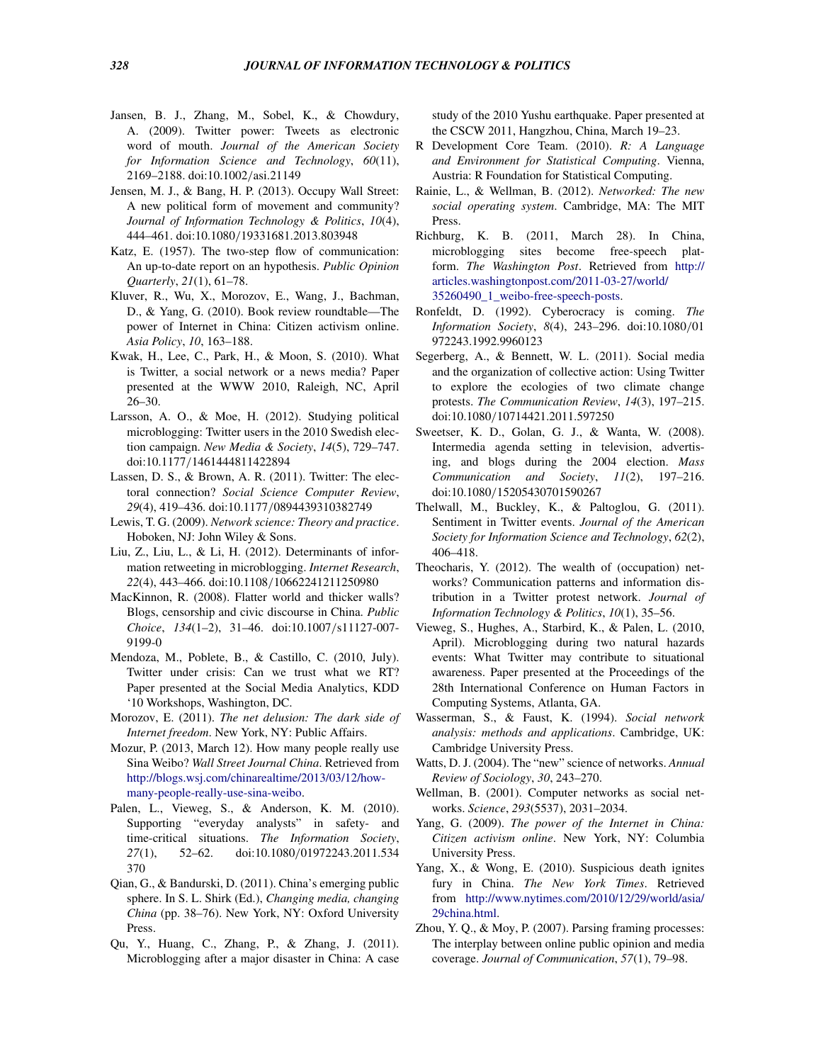Jansen, B. J., Zhang, M., Sobel, K., & Chowdury, A. (2009). Twitter power: Tweets as electronic word of mouth. *Journal of the American Society for Information Science and Technology*, *60*(11), 2169–2188. doi:10.1002/asi.21149

Jensen, M. J., & Bang, H. P. (2013). Occupy Wall Street: A new political form of movement and community? *Journal of Information Technology & Politics*, *10*(4), 444–461. doi:10.1080/19331681.2013.803948

Katz, E. (1957). The two-step flow of communication: An up-to-date report on an hypothesis. *Public Opinion Quarterly*, *21*(1), 61–78.

Kluver, R., Wu, X., Morozov, E., Wang, J., Bachman, D., & Yang, G. (2010). Book review roundtable—The power of Internet in China: Citizen activism online. *Asia Policy*, *10*, 163–188.

Kwak, H., Lee, C., Park, H., & Moon, S. (2010). What is Twitter, a social network or a news media? Paper presented at the WWW 2010, Raleigh, NC, April 26–30.

Larsson, A. O., & Moe, H. (2012). Studying political microblogging: Twitter users in the 2010 Swedish election campaign. *New Media & Society*, *14*(5), 729–747. doi:10.1177/1461444811422894

Lassen, D. S., & Brown, A. R. (2011). Twitter: The electoral connection? *Social Science Computer Review*, *29*(4), 419–436. doi:10.1177/0894439310382749

Lewis, T. G. (2009). *Network science: Theory and practice*. Hoboken, NJ: John Wiley & Sons.

Liu, Z., Liu, L., & Li, H. (2012). Determinants of information retweeting in microblogging. *Internet Research*, *22*(4), 443–466. doi:10.1108/10662241211250980

MacKinnon, R. (2008). Flatter world and thicker walls? Blogs, censorship and civic discourse in China. *Public Choice*, *134*(1–2), 31–46. doi:10.1007/s11127-007-9199-0

Mendoza, M., Poblete, B., & Castillo, C. (2010, July). Twitter under crisis: Can we trust what we RT? Paper presented at the Social Media Analytics, KDD '10 Workshops, Washington, DC.

Morozov, E. (2011). *The net delusion: The dark side of Internet freedom*. New York, NY: Public Affairs.

Mozur, P. (2013, March 12). How many people really use Sina Weibo? *Wall Street Journal China*. Retrieved from http://blogs.wsj.com/chinarealtime/2013/03/12/how-many-people-really-use-sina-weibo.

Palen, L., Vieweg, S., & Anderson, K. M. (2010). Supporting "everyday analysts" in safety- and time-critical situations. *The Information Society*, *27*(1), 52–62. doi:10.1080/01972243.2011.534370

Qian, G., & Bandurski, D. (2011). China's emerging public sphere. In S. L. Shirk (Ed.), *Changing media, changing China* (pp. 38–76). New York, NY: Oxford University Press.

Qu, Y., Huang, C., Zhang, P., & Zhang, J. (2011). Microblogging after a major disaster in China: A case study of the 2010 Yushu earthquake. Paper presented at the CSCW 2011, Hangzhou, China, March 19–23.

R Development Core Team. (2010). *R: A Language and Environment for Statistical Computing*. Vienna, Austria: R Foundation for Statistical Computing.

Rainie, L., & Wellman, B. (2012). *Networked: The new social operating system*. Cambridge, MA: The MIT Press.

Richburg, K. B. (2011, March 28). In China, microblogging sites become free-speech platform. *The Washington Post*. Retrieved from http://articles.washingtonpost.com/2011-03-27/world/35260490_1_weibo-free-speech-posts.

Ronfeldt, D. (1992). Cyberocracy is coming. *The Information Society*, *8*(4), 243–296. doi:10.1080/01972243.1992.9960123

Segerberg, A., & Bennett, W. L. (2011). Social media and the organization of collective action: Using Twitter to explore the ecologies of two climate change protests. *The Communication Review*, *14*(3), 197–215. doi:10.1080/10714421.2011.597250

Sweetser, K. D., Golan, G. J., & Wanta, W. (2008). Intermedia agenda setting in television, advertising, and blogs during the 2004 election. *Mass Communication and Society*, *11*(2), 197–216. doi:10.1080/15205430701590267

Thelwall, M., Buckley, K., & Paltoglou, G. (2011). Sentiment in Twitter events. *Journal of the American Society for Information Science and Technology*, *62*(2), 406–418.

Theocharis, Y. (2012). The wealth of (occupation) networks? Communication patterns and information distribution in a Twitter protest network. *Journal of Information Technology & Politics*, *10*(1), 35–56.

Vieweg, S., Hughes, A., Starbird, K., & Palen, L. (2010, April). Microblogging during two natural hazards events: What Twitter may contribute to situational awareness. Paper presented at the Proceedings of the 28th International Conference on Human Factors in Computing Systems, Atlanta, GA.

Wasserman, S., & Faust, K. (1994). *Social network analysis: methods and applications*. Cambridge, UK: Cambridge University Press.

Watts, D. J. (2004). The "new" science of networks. *Annual Review of Sociology*, *30*, 243–270.

Wellman, B. (2001). Computer networks as social networks. *Science*, *293*(5537), 2031–2034.

Yang, G. (2009). *The power of the Internet in China: Citizen activism online*. New York, NY: Columbia University Press.

Yang, X., & Wong, E. (2010). Suspicious death ignites fury in China. *The New York Times*. Retrieved from http://www.nytimes.com/2010/12/29/world/asia/29china.html.

Zhou, Y. Q., & Moy, P. (2007). Parsing framing processes: The interplay between online public opinion and media coverage. *Journal of Communication*, *57*(1), 79–98.